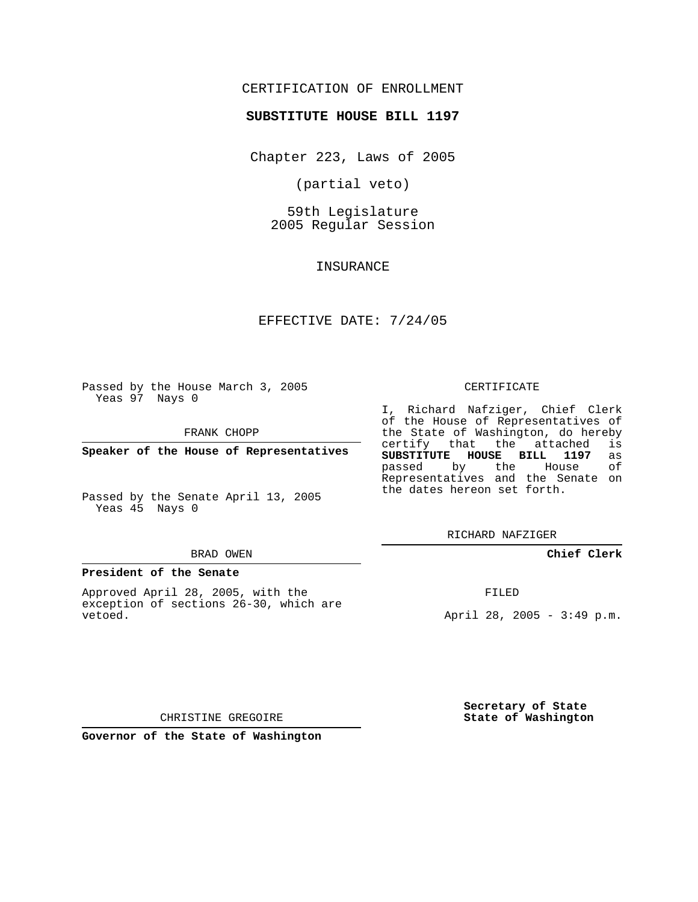CERTIFICATION OF ENROLLMENT

**SUBSTITUTE HOUSE BILL 1197**

Chapter 223, Laws of 2005

(partial veto)

59th Legislature
2005 Regular Session

INSURANCE

EFFECTIVE DATE: 7/24/05

Passed by the House March 3, 2005
Yeas 97 Nays 0

FRANK CHOPP

**Speaker of the House of Representatives**

Passed by the Senate April 13, 2005
Yeas 45 Nays 0

BRAD OWEN

**President of the Senate**

Approved April 28, 2005, with the exception of sections 26-30, which are vetoed.

CHRISTINE GREGOIRE

**Governor of the State of Washington**

CERTIFICATE

I, Richard Nafziger, Chief Clerk of the House of Representatives of the State of Washington, do hereby certify that the attached is **SUBSTITUTE HOUSE BILL 1197** as passed by the House of Representatives and the Senate on the dates hereon set forth.

RICHARD NAFZIGER

**Chief Clerk**

FILED

April 28, 2005 - 3:49 p.m.

**Secretary of State**
**State of Washington**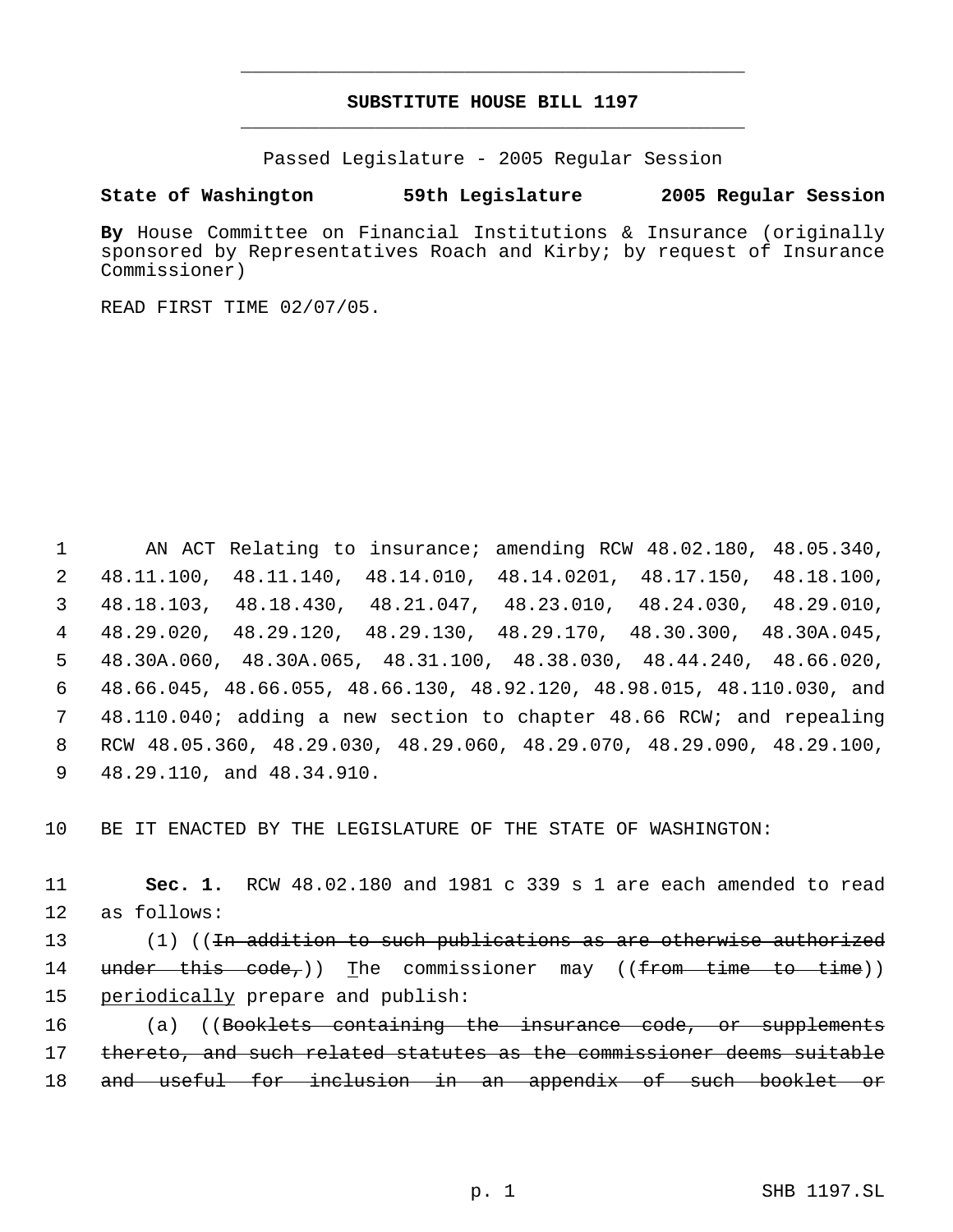# SUBSTITUTE HOUSE BILL 1197

Passed Legislature - 2005 Regular Session

**State of Washington 59th Legislature 2005 Regular Session**

**By** House Committee on Financial Institutions & Insurance (originally sponsored by Representatives Roach and Kirby; by request of Insurance Commissioner)

READ FIRST TIME 02/07/05.

1 AN ACT Relating to insurance; amending RCW 48.02.180, 48.05.340, 2 48.11.100, 48.11.140, 48.14.010, 48.14.0201, 48.17.150, 48.18.100, 3 48.18.103, 48.18.430, 48.21.047, 48.23.010, 48.24.030, 48.29.010, 4 48.29.020, 48.29.120, 48.29.130, 48.29.170, 48.30.300, 48.30A.045, 5 48.30A.060, 48.30A.065, 48.31.100, 48.38.030, 48.44.240, 48.66.020, 6 48.66.045, 48.66.055, 48.66.130, 48.92.120, 48.98.015, 48.110.030, and 7 48.110.040; adding a new section to chapter 48.66 RCW; and repealing 8 RCW 48.05.360, 48.29.030, 48.29.060, 48.29.070, 48.29.090, 48.29.100, 9 48.29.110, and 48.34.910.

10 BE IT ENACTED BY THE LEGISLATURE OF THE STATE OF WASHINGTON:

11 **Sec. 1.** RCW 48.02.180 and 1981 c 339 s 1 are each amended to read 12 as follows:

13 (1) ((~~In addition to such publications as are otherwise authorized~~ 14 ~~under this code,~~)) <u>T</u>he commissioner may ((~~from time to time~~)) 15 <u>periodically</u> prepare and publish:

16 (a) ((~~Booklets containing the insurance code, or supplements~~ 17 ~~thereto, and such related statutes as the commissioner deems suitable~~ 18 ~~and useful for inclusion in an appendix of such booklet or~~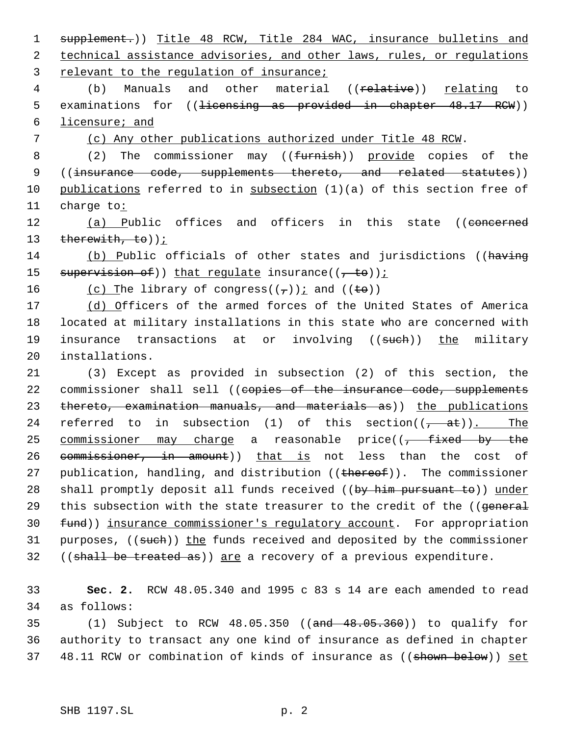supplement.)) Title 48 RCW, Title 284 WAC, insurance bulletins and technical assistance advisories, and other laws, rules, or regulations relevant to the regulation of insurance;

(b) Manuals and other material ((relative)) relating to examinations for ((licensing as provided in chapter 48.17 RCW)) licensure; and

(c) Any other publications authorized under Title 48 RCW.

(2) The commissioner may ((furnish)) provide copies of the ((insurance code, supplements thereto, and related statutes)) publications referred to in subsection (1)(a) of this section free of charge to:

(a) Public offices and officers in this state ((concerned therewith, to));

(b) Public officials of other states and jurisdictions ((having supervision of)) that regulate insurance((, to));

(c) The library of congress((,)); and ((to))

(d) Officers of the armed forces of the United States of America located at military installations in this state who are concerned with insurance transactions at or involving ((such)) the military installations.

(3) Except as provided in subsection (2) of this section, the commissioner shall sell ((copies of the insurance code, supplements thereto, examination manuals, and materials as)) the publications referred to in subsection (1) of this section((, at)). The commissioner may charge a reasonable price((, fixed by the commissioner, in amount)) that is not less than the cost of publication, handling, and distribution ((thereof)). The commissioner shall promptly deposit all funds received ((by him pursuant to)) under this subsection with the state treasurer to the credit of the ((general fund)) insurance commissioner's regulatory account. For appropriation purposes, ((such)) the funds received and deposited by the commissioner ((shall be treated as)) are a recovery of a previous expenditure.

**Sec. 2.** RCW 48.05.340 and 1995 c 83 s 14 are each amended to read as follows:

(1) Subject to RCW 48.05.350 ((and 48.05.360)) to qualify for authority to transact any one kind of insurance as defined in chapter 48.11 RCW or combination of kinds of insurance as ((shown below)) set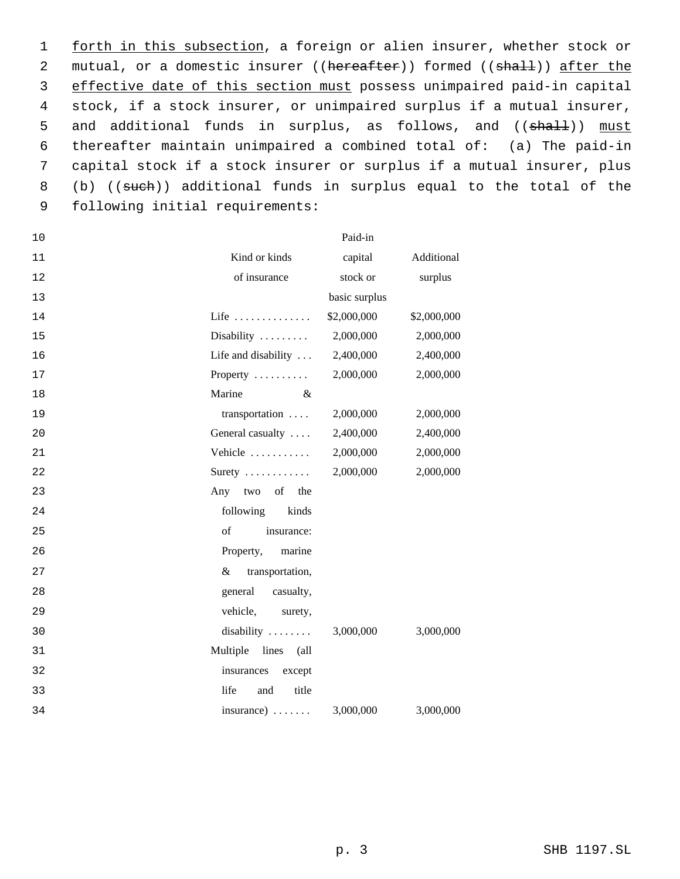forth in this subsection, a foreign or alien insurer, whether stock or mutual, or a domestic insurer ((~~hereafter~~)) formed ((~~shall~~)) after the effective date of this section must possess unimpaired paid-in capital stock, if a stock insurer, or unimpaired surplus if a mutual insurer, and additional funds in surplus, as follows, and ((~~shall~~)) must thereafter maintain unimpaired a combined total of: (a) The paid-in capital stock if a stock insurer or surplus if a mutual insurer, plus (b) ((~~such~~)) additional funds in surplus equal to the total of the following initial requirements:

| Kind or kinds of insurance | Paid-in capital stock or basic surplus | Additional surplus |
|---|---|---|
| Life | $2,000,000 | $2,000,000 |
| Disability | 2,000,000 | 2,000,000 |
| Life and disability | 2,400,000 | 2,400,000 |
| Property | 2,000,000 | 2,000,000 |
| Marine & transportation | 2,000,000 | 2,000,000 |
| General casualty | 2,400,000 | 2,400,000 |
| Vehicle | 2,000,000 | 2,000,000 |
| Surety | 2,000,000 | 2,000,000 |
| Any two of the following kinds of insurance: Property, marine & transportation, general casualty, vehicle, surety, disability | 3,000,000 | 3,000,000 |
| Multiple lines (all insurances except life and title insurance) | 3,000,000 | 3,000,000 |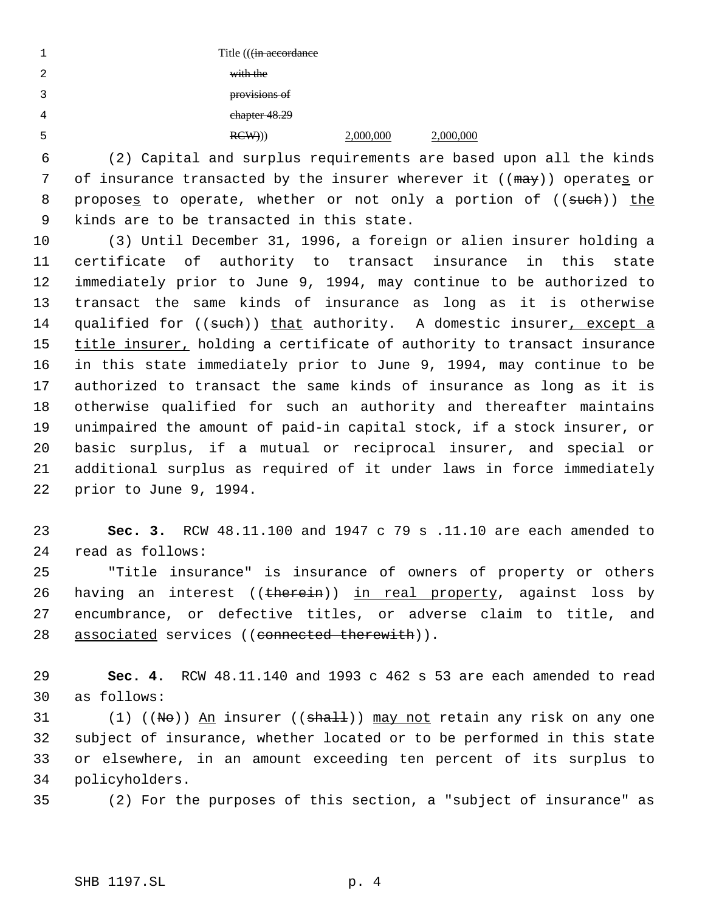| | | |
|---|---|---|
| Title (((~~in accordance with the provisions of chapter 48.29 RCW~~))) | 2,000,000 | 2,000,000 |

(2) Capital and surplus requirements are based upon all the kinds of insurance transacted by the insurer wherever it ((~~may~~)) operates or proposes to operate, whether or not only a portion of ((~~such~~)) the kinds are to be transacted in this state.

(3) Until December 31, 1996, a foreign or alien insurer holding a certificate of authority to transact insurance in this state immediately prior to June 9, 1994, may continue to be authorized to transact the same kinds of insurance as long as it is otherwise qualified for ((~~such~~)) that authority. A domestic insurer, except a title insurer, holding a certificate of authority to transact insurance in this state immediately prior to June 9, 1994, may continue to be authorized to transact the same kinds of insurance as long as it is otherwise qualified for such an authority and thereafter maintains unimpaired the amount of paid-in capital stock, if a stock insurer, or basic surplus, if a mutual or reciprocal insurer, and special or additional surplus as required of it under laws in force immediately prior to June 9, 1994.

**Sec. 3.** RCW 48.11.100 and 1947 c 79 s .11.10 are each amended to read as follows:

"Title insurance" is insurance of owners of property or others having an interest ((~~therein~~)) in real property, against loss by encumbrance, or defective titles, or adverse claim to title, and associated services ((~~connected therewith~~)).

**Sec. 4.** RCW 48.11.140 and 1993 c 462 s 53 are each amended to read as follows:

(1) ((~~No~~)) An insurer ((~~shall~~)) may not retain any risk on any one subject of insurance, whether located or to be performed in this state or elsewhere, in an amount exceeding ten percent of its surplus to policyholders.

(2) For the purposes of this section, a "subject of insurance" as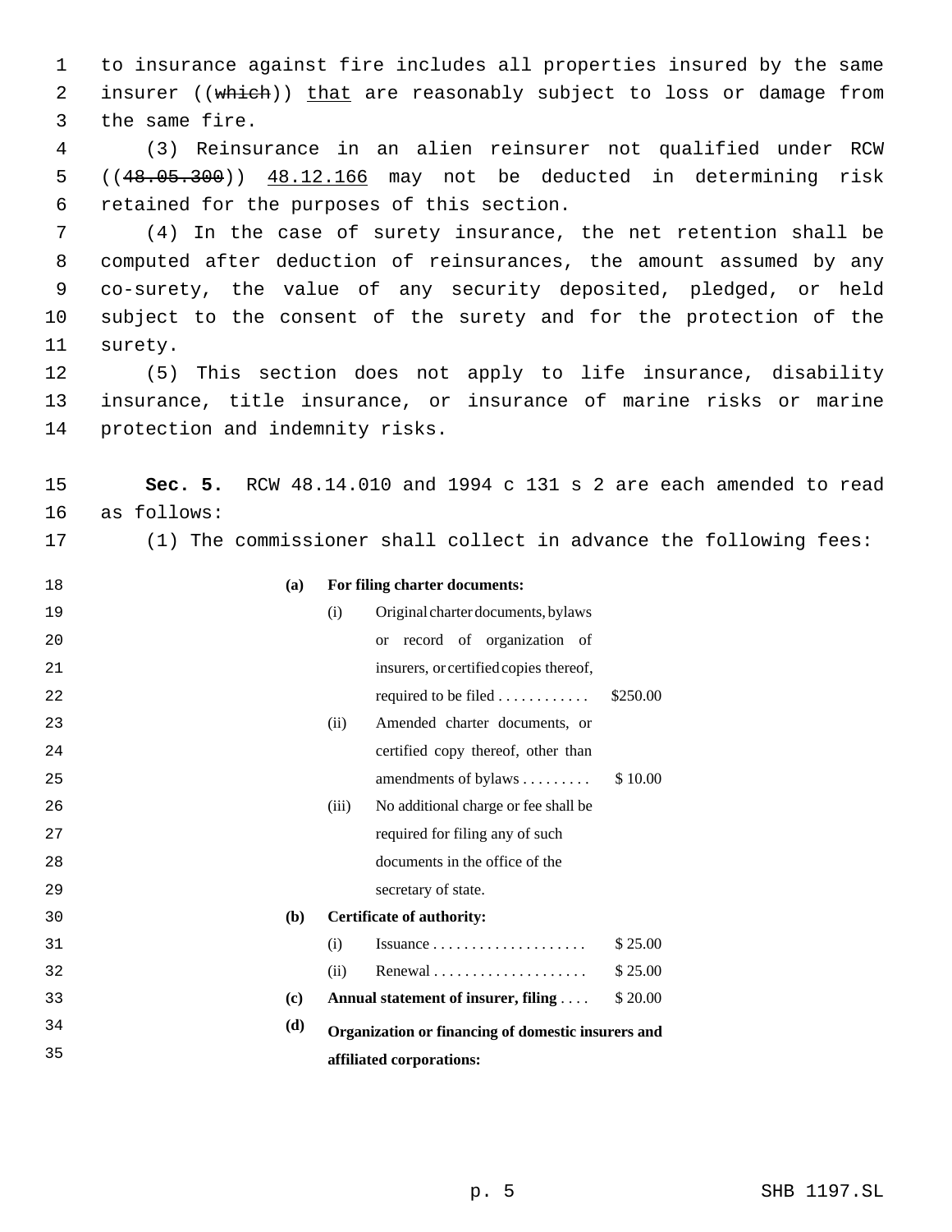to insurance against fire includes all properties insured by the same insurer ((~~which~~)) <u>that</u> are reasonably subject to loss or damage from the same fire.

(3) Reinsurance in an alien reinsurer not qualified under RCW ((~~48.05.300~~)) <u>48.12.166</u> may not be deducted in determining risk retained for the purposes of this section.

(4) In the case of surety insurance, the net retention shall be computed after deduction of reinsurances, the amount assumed by any co-surety, the value of any security deposited, pledged, or held subject to the consent of the surety and for the protection of the surety.

(5) This section does not apply to life insurance, disability insurance, title insurance, or insurance of marine risks or marine protection and indemnity risks.

**Sec. 5.** RCW 48.14.010 and 1994 c 131 s 2 are each amended to read as follows:

(1) The commissioner shall collect in advance the following fees:

| | | | |
|---|---|---|---|
| **(a)** | **For filing charter documents:** | | |
| | (i) | Original charter documents, bylaws or record of organization of insurers, or certified copies thereof, required to be filed . . . . . . . . . . . | $250.00 |
| | (ii) | Amended charter documents, or certified copy thereof, other than amendments of bylaws . . . . . . . . . | $ 10.00 |
| | (iii) | No additional charge or fee shall be required for filing any of such documents in the office of the secretary of state. | |
| **(b)** | **Certificate of authority:** | | |
| | (i) | Issuance . . . . . . . . . . . . . . . . . . . . | $ 25.00 |
| | (ii) | Renewal . . . . . . . . . . . . . . . . . . . . | $ 25.00 |
| **(c)** | **Annual statement of insurer, filing** . . . . | | $ 20.00 |
| **(d)** | **Organization or financing of domestic insurers and affiliated corporations:** | | |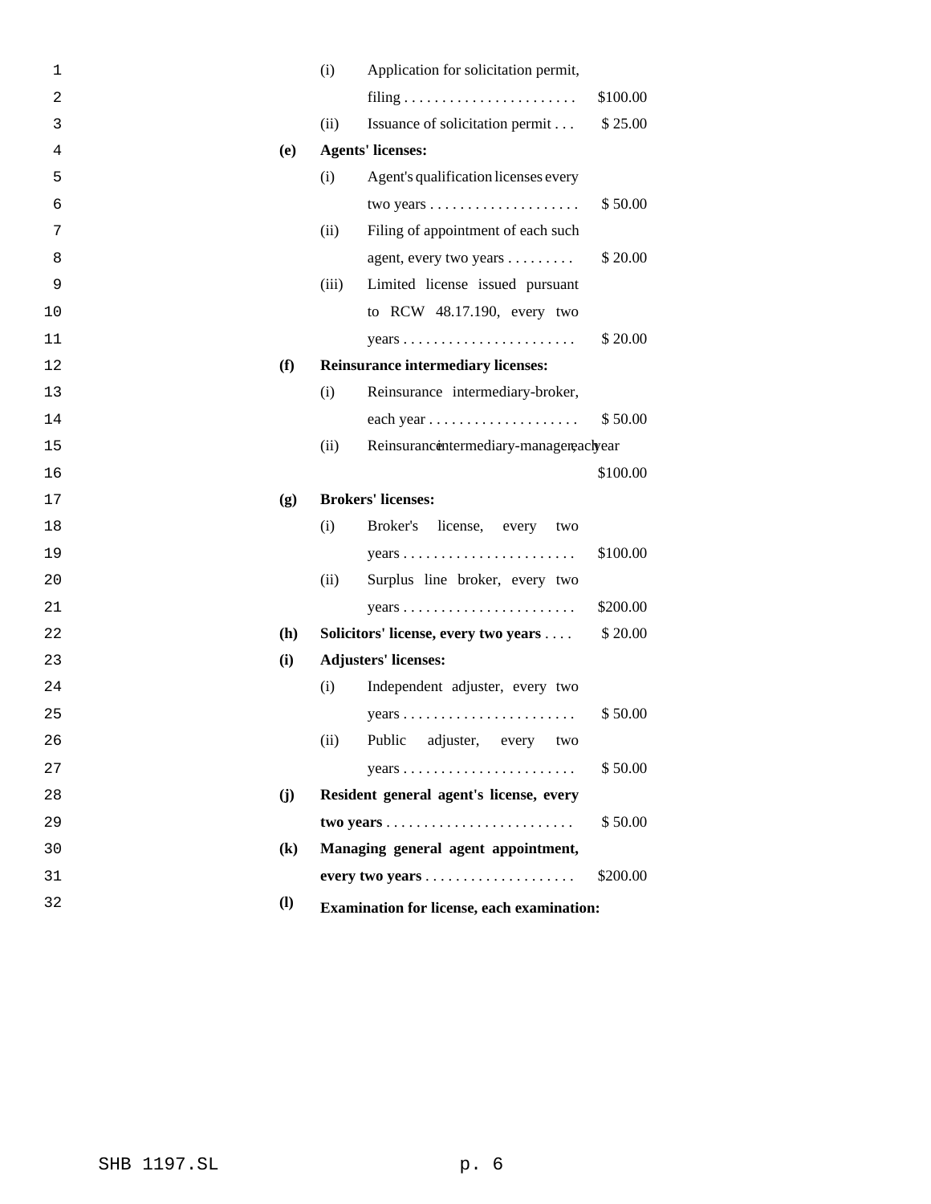| | | | |
|---|---|---|---|
| | (i) | Application for solicitation permit, filing . . . . . . . . . . . . . . . . . . . . . . . | $100.00 |
| | (ii) | Issuance of solicitation permit . . . | $ 25.00 |
| **(e)** | **Agents' licenses:** | | |
| | (i) | Agent's qualification licenses every two years . . . . . . . . . . . . . . . . . . . . | $ 50.00 |
| | (ii) | Filing of appointment of each such agent, every two years . . . . . . . . . | $ 20.00 |
| | (iii) | Limited license issued pursuant to RCW 48.17.190, every two years . . . . . . . . . . . . . . . . . . . . . . . | $ 20.00 |
| **(f)** | **Reinsurance intermediary licenses:** | | |
| | (i) | Reinsurance intermediary-broker, each year . . . . . . . . . . . . . . . . . . . . | $ 50.00 |
| | (ii) | Reinsurance intermediary-manager, each year | $100.00 |
| **(g)** | **Brokers' licenses:** | | |
| | (i) | Broker's license, every two years . . . . . . . . . . . . . . . . . . . . . . . | $100.00 |
| | (ii) | Surplus line broker, every two years . . . . . . . . . . . . . . . . . . . . . . . | $200.00 |
| **(h)** | **Solicitors' license, every two years** . . . . | | $ 20.00 |
| **(i)** | **Adjusters' licenses:** | | |
| | (i) | Independent adjuster, every two years . . . . . . . . . . . . . . . . . . . . . . . | $ 50.00 |
| | (ii) | Public adjuster, every two years . . . . . . . . . . . . . . . . . . . . . . . | $ 50.00 |
| **(j)** | **Resident general agent's license, every two years** . . . . . . . . . . . . . . . . . . . . . . . . . | | $ 50.00 |
| **(k)** | **Managing general agent appointment, every two years** . . . . . . . . . . . . . . . . . . . . | | $200.00 |
| **(l)** | **Examination for license, each examination:** | | |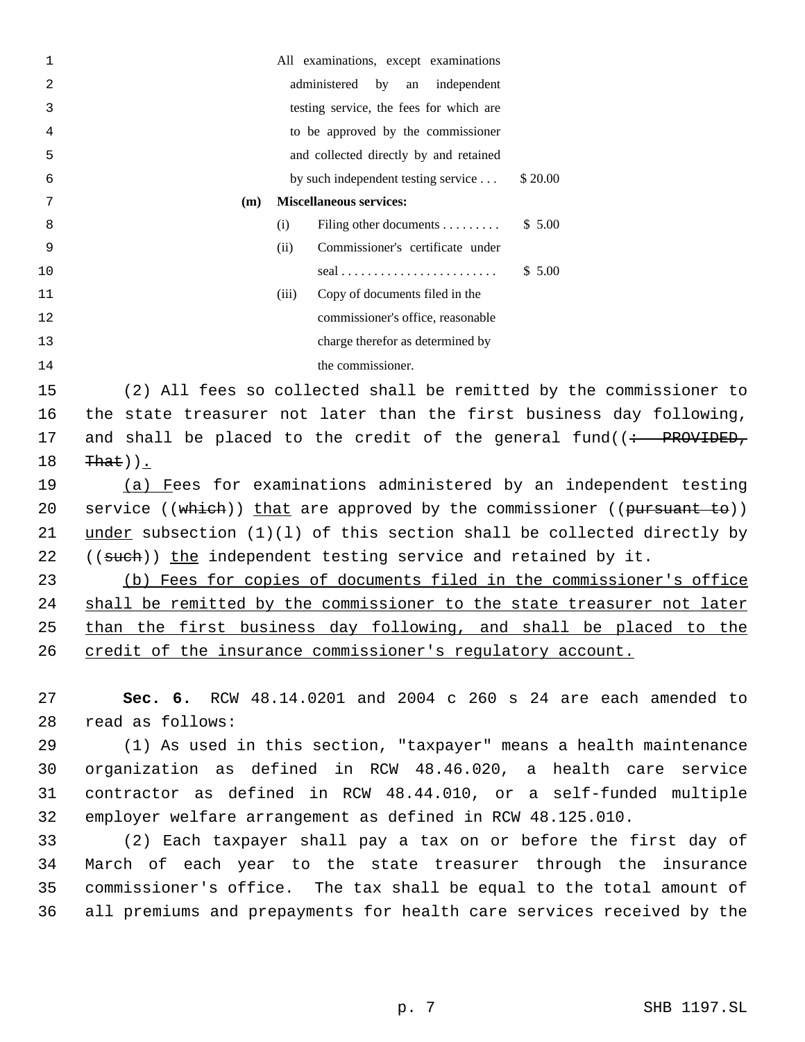All examinations, except examinations administered by an independent testing service, the fees for which are to be approved by the commissioner and collected directly by and retained by such independent testing service . . . $ 20.00

**(m) Miscellaneous services:**

(i) Filing other documents . . . . . . . . . $ 5.00

(ii) Commissioner's certificate under seal . . . . . . . . . . . . . . . . . . . . . . . . $ 5.00

(iii) Copy of documents filed in the commissioner's office, reasonable charge therefor as determined by the commissioner.

(2) All fees so collected shall be remitted by the commissioner to the state treasurer not later than the first business day following, and shall be placed to the credit of the general fund((~~: PROVIDED, That~~)).

(a) Fees for examinations administered by an independent testing service ((~~which~~)) that are approved by the commissioner ((~~pursuant to~~)) under subsection (1)(l) of this section shall be collected directly by ((~~such~~)) the independent testing service and retained by it.

(b) Fees for copies of documents filed in the commissioner's office shall be remitted by the commissioner to the state treasurer not later than the first business day following, and shall be placed to the credit of the insurance commissioner's regulatory account.

**Sec. 6.** RCW 48.14.0201 and 2004 c 260 s 24 are each amended to read as follows:

(1) As used in this section, "taxpayer" means a health maintenance organization as defined in RCW 48.46.020, a health care service contractor as defined in RCW 48.44.010, or a self-funded multiple employer welfare arrangement as defined in RCW 48.125.010.

(2) Each taxpayer shall pay a tax on or before the first day of March of each year to the state treasurer through the insurance commissioner's office. The tax shall be equal to the total amount of all premiums and prepayments for health care services received by the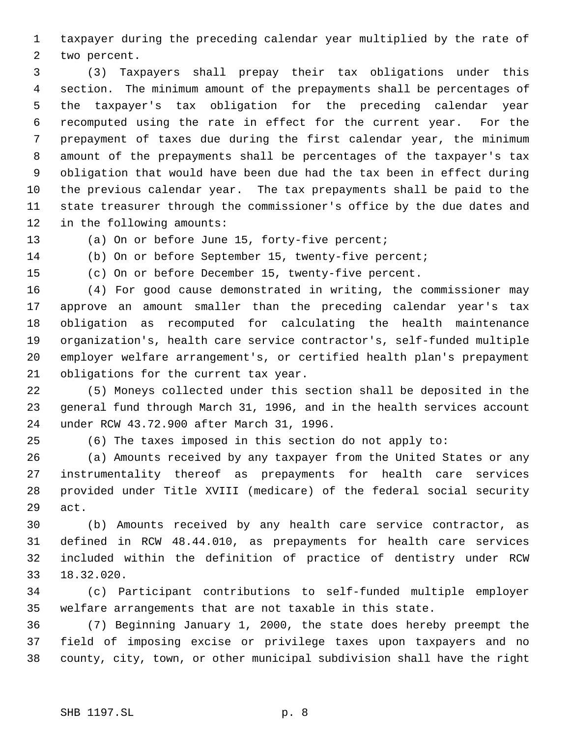taxpayer during the preceding calendar year multiplied by the rate of two percent.

(3) Taxpayers shall prepay their tax obligations under this section. The minimum amount of the prepayments shall be percentages of the taxpayer's tax obligation for the preceding calendar year recomputed using the rate in effect for the current year. For the prepayment of taxes due during the first calendar year, the minimum amount of the prepayments shall be percentages of the taxpayer's tax obligation that would have been due had the tax been in effect during the previous calendar year. The tax prepayments shall be paid to the state treasurer through the commissioner's office by the due dates and in the following amounts:

(a) On or before June 15, forty-five percent;

(b) On or before September 15, twenty-five percent;

(c) On or before December 15, twenty-five percent.

(4) For good cause demonstrated in writing, the commissioner may approve an amount smaller than the preceding calendar year's tax obligation as recomputed for calculating the health maintenance organization's, health care service contractor's, self-funded multiple employer welfare arrangement's, or certified health plan's prepayment obligations for the current tax year.

(5) Moneys collected under this section shall be deposited in the general fund through March 31, 1996, and in the health services account under RCW 43.72.900 after March 31, 1996.

(6) The taxes imposed in this section do not apply to:

(a) Amounts received by any taxpayer from the United States or any instrumentality thereof as prepayments for health care services provided under Title XVIII (medicare) of the federal social security act.

(b) Amounts received by any health care service contractor, as defined in RCW 48.44.010, as prepayments for health care services included within the definition of practice of dentistry under RCW 18.32.020.

(c) Participant contributions to self-funded multiple employer welfare arrangements that are not taxable in this state.

(7) Beginning January 1, 2000, the state does hereby preempt the field of imposing excise or privilege taxes upon taxpayers and no county, city, town, or other municipal subdivision shall have the right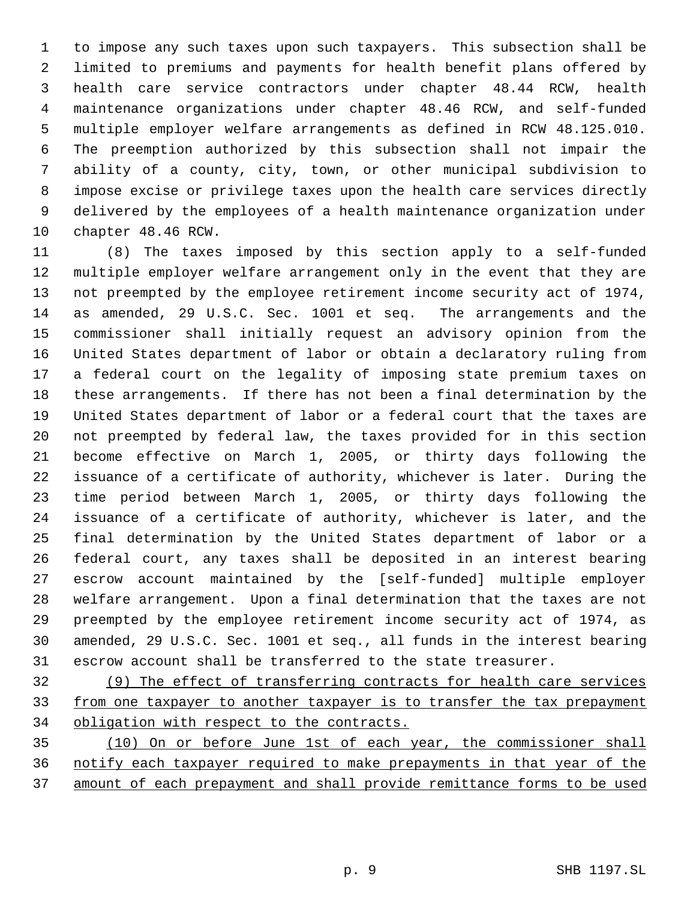to impose any such taxes upon such taxpayers. This subsection shall be limited to premiums and payments for health benefit plans offered by health care service contractors under chapter 48.44 RCW, health maintenance organizations under chapter 48.46 RCW, and self-funded multiple employer welfare arrangements as defined in RCW 48.125.010. The preemption authorized by this subsection shall not impair the ability of a county, city, town, or other municipal subdivision to impose excise or privilege taxes upon the health care services directly delivered by the employees of a health maintenance organization under chapter 48.46 RCW.

(8) The taxes imposed by this section apply to a self-funded multiple employer welfare arrangement only in the event that they are not preempted by the employee retirement income security act of 1974, as amended, 29 U.S.C. Sec. 1001 et seq. The arrangements and the commissioner shall initially request an advisory opinion from the United States department of labor or obtain a declaratory ruling from a federal court on the legality of imposing state premium taxes on these arrangements. If there has not been a final determination by the United States department of labor or a federal court that the taxes are not preempted by federal law, the taxes provided for in this section become effective on March 1, 2005, or thirty days following the issuance of a certificate of authority, whichever is later. During the time period between March 1, 2005, or thirty days following the issuance of a certificate of authority, whichever is later, and the final determination by the United States department of labor or a federal court, any taxes shall be deposited in an interest bearing escrow account maintained by the [self-funded] multiple employer welfare arrangement. Upon a final determination that the taxes are not preempted by the employee retirement income security act of 1974, as amended, 29 U.S.C. Sec. 1001 et seq., all funds in the interest bearing escrow account shall be transferred to the state treasurer.

<u>(9) The effect of transferring contracts for health care services from one taxpayer to another taxpayer is to transfer the tax prepayment obligation with respect to the contracts.</u>

<u>(10) On or before June 1st of each year, the commissioner shall notify each taxpayer required to make prepayments in that year of the amount of each prepayment and shall provide remittance forms to be used</u>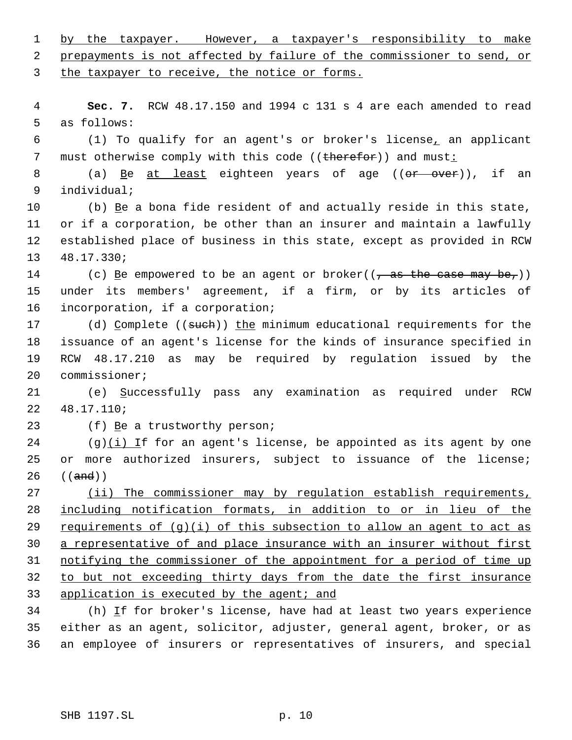by the taxpayer. However, a taxpayer's responsibility to make prepayments is not affected by failure of the commissioner to send, or the taxpayer to receive, the notice or forms.

**Sec. 7.** RCW 48.17.150 and 1994 c 131 s 4 are each amended to read as follows:

(1) To qualify for an agent's or broker's license, an applicant must otherwise comply with this code ((therefor)) and must:

(a) Be at least eighteen years of age ((or over)), if an individual;

(b) Be a bona fide resident of and actually reside in this state, or if a corporation, be other than an insurer and maintain a lawfully established place of business in this state, except as provided in RCW 48.17.330;

(c) Be empowered to be an agent or broker((, as the case may be,)) under its members' agreement, if a firm, or by its articles of incorporation, if a corporation;

(d) Complete ((such)) the minimum educational requirements for the issuance of an agent's license for the kinds of insurance specified in RCW 48.17.210 as may be required by regulation issued by the commissioner;

(e) Successfully pass any examination as required under RCW 48.17.110;

(f) Be a trustworthy person;

(g)(i) If for an agent's license, be appointed as its agent by one or more authorized insurers, subject to issuance of the license; ((and))

(ii) The commissioner may by regulation establish requirements, including notification formats, in addition to or in lieu of the requirements of (g)(i) of this subsection to allow an agent to act as a representative of and place insurance with an insurer without first notifying the commissioner of the appointment for a period of time up to but not exceeding thirty days from the date the first insurance application is executed by the agent; and

(h) If for broker's license, have had at least two years experience either as an agent, solicitor, adjuster, general agent, broker, or as an employee of insurers or representatives of insurers, and special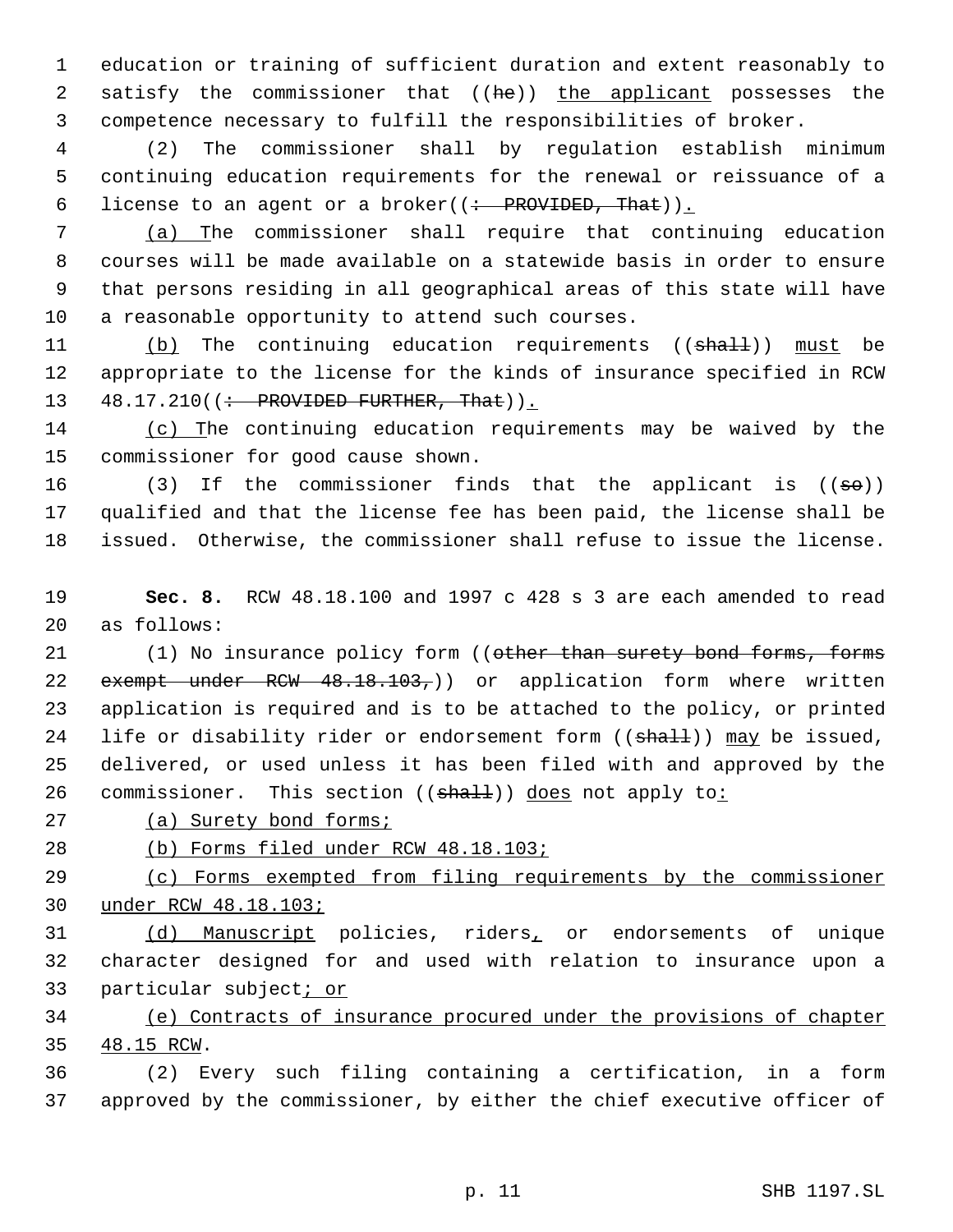education or training of sufficient duration and extent reasonably to satisfy the commissioner that ((he)) the applicant possesses the competence necessary to fulfill the responsibilities of broker.

(2) The commissioner shall by regulation establish minimum continuing education requirements for the renewal or reissuance of a license to an agent or a broker((: PROVIDED, That)).

(a) The commissioner shall require that continuing education courses will be made available on a statewide basis in order to ensure that persons residing in all geographical areas of this state will have a reasonable opportunity to attend such courses.

(b) The continuing education requirements ((shall)) must be appropriate to the license for the kinds of insurance specified in RCW 48.17.210((: PROVIDED FURTHER, That)).

(c) The continuing education requirements may be waived by the commissioner for good cause shown.

(3) If the commissioner finds that the applicant is ((so)) qualified and that the license fee has been paid, the license shall be issued. Otherwise, the commissioner shall refuse to issue the license.

**Sec. 8.** RCW 48.18.100 and 1997 c 428 s 3 are each amended to read as follows:

(1) No insurance policy form ((other than surety bond forms, forms exempt under RCW 48.18.103,)) or application form where written application is required and is to be attached to the policy, or printed life or disability rider or endorsement form ((shall)) may be issued, delivered, or used unless it has been filed with and approved by the commissioner. This section ((shall)) does not apply to:

(a) Surety bond forms;

(b) Forms filed under RCW 48.18.103;

(c) Forms exempted from filing requirements by the commissioner under RCW 48.18.103;

(d) Manuscript policies, riders, or endorsements of unique character designed for and used with relation to insurance upon a particular subject; or

(e) Contracts of insurance procured under the provisions of chapter 48.15 RCW.

(2) Every such filing containing a certification, in a form approved by the commissioner, by either the chief executive officer of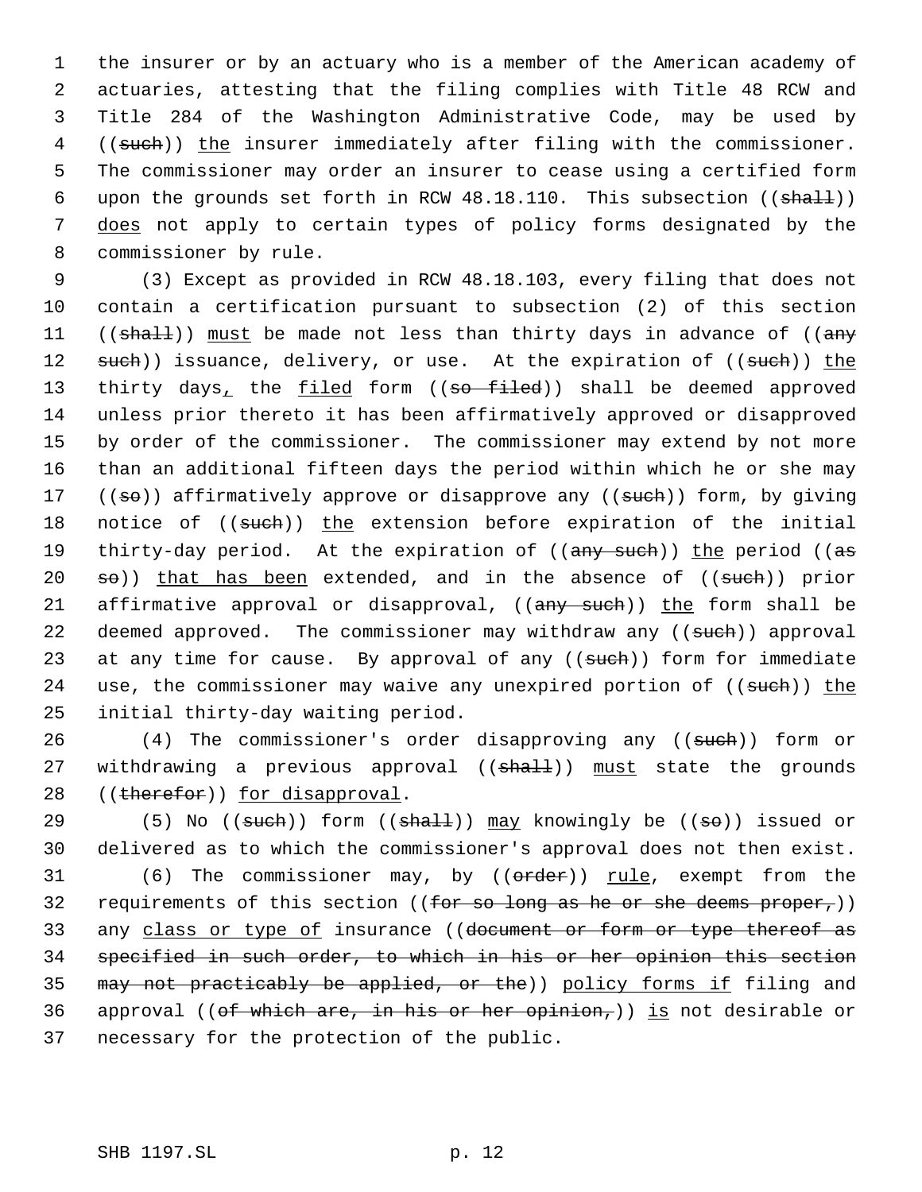the insurer or by an actuary who is a member of the American academy of actuaries, attesting that the filing complies with Title 48 RCW and Title 284 of the Washington Administrative Code, may be used by ((~~such~~)) the insurer immediately after filing with the commissioner. The commissioner may order an insurer to cease using a certified form upon the grounds set forth in RCW 48.18.110. This subsection ((~~shall~~)) does not apply to certain types of policy forms designated by the commissioner by rule.

(3) Except as provided in RCW 48.18.103, every filing that does not contain a certification pursuant to subsection (2) of this section ((~~shall~~)) must be made not less than thirty days in advance of ((~~any such~~)) issuance, delivery, or use. At the expiration of ((~~such~~)) the thirty days, the filed form ((~~so filed~~)) shall be deemed approved unless prior thereto it has been affirmatively approved or disapproved by order of the commissioner. The commissioner may extend by not more than an additional fifteen days the period within which he or she may ((~~so~~)) affirmatively approve or disapprove any ((~~such~~)) form, by giving notice of ((~~such~~)) the extension before expiration of the initial thirty-day period. At the expiration of ((~~any such~~)) the period ((~~as so~~)) that has been extended, and in the absence of ((~~such~~)) prior affirmative approval or disapproval, ((~~any such~~)) the form shall be deemed approved. The commissioner may withdraw any ((~~such~~)) approval at any time for cause. By approval of any ((~~such~~)) form for immediate use, the commissioner may waive any unexpired portion of ((~~such~~)) the initial thirty-day waiting period.

(4) The commissioner's order disapproving any ((~~such~~)) form or withdrawing a previous approval ((~~shall~~)) must state the grounds ((~~therefor~~)) for disapproval.

(5) No ((~~such~~)) form ((~~shall~~)) may knowingly be ((~~so~~)) issued or delivered as to which the commissioner's approval does not then exist.

(6) The commissioner may, by ((~~order~~)) rule, exempt from the requirements of this section ((~~for so long as he or she deems proper,~~)) any class or type of insurance ((~~document or form or type thereof as specified in such order, to which in his or her opinion this section may not practicably be applied, or the~~)) policy forms if filing and approval ((~~of which are, in his or her opinion,~~)) is not desirable or necessary for the protection of the public.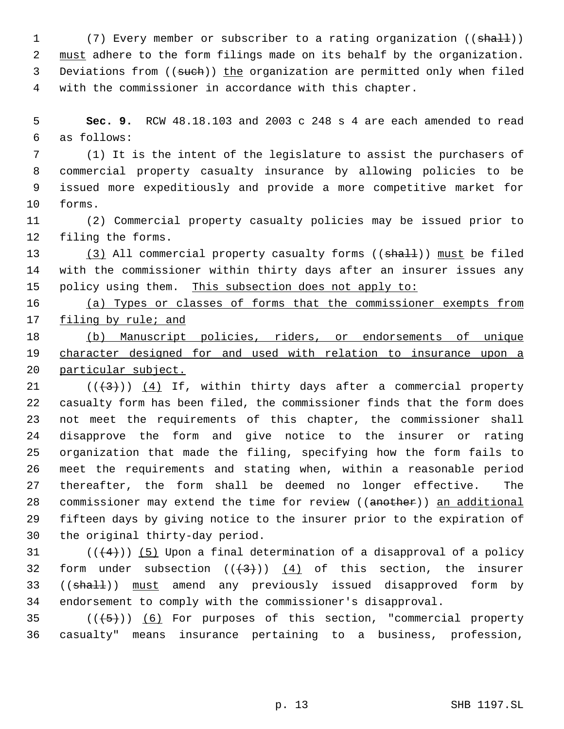(7) Every member or subscriber to a rating organization ((~~shall~~)) must adhere to the form filings made on its behalf by the organization. Deviations from ((~~such~~)) the organization are permitted only when filed with the commissioner in accordance with this chapter.

**Sec. 9.** RCW 48.18.103 and 2003 c 248 s 4 are each amended to read as follows:

(1) It is the intent of the legislature to assist the purchasers of commercial property casualty insurance by allowing policies to be issued more expeditiously and provide a more competitive market for forms.

(2) Commercial property casualty policies may be issued prior to filing the forms.

(3) All commercial property casualty forms ((~~shall~~)) must be filed with the commissioner within thirty days after an insurer issues any policy using them. This subsection does not apply to:

(a) Types or classes of forms that the commissioner exempts from filing by rule; and

(b) Manuscript policies, riders, or endorsements of unique character designed for and used with relation to insurance upon a particular subject.

((~~(3)~~)) (4) If, within thirty days after a commercial property casualty form has been filed, the commissioner finds that the form does not meet the requirements of this chapter, the commissioner shall disapprove the form and give notice to the insurer or rating organization that made the filing, specifying how the form fails to meet the requirements and stating when, within a reasonable period thereafter, the form shall be deemed no longer effective. The commissioner may extend the time for review ((~~another~~)) an additional fifteen days by giving notice to the insurer prior to the expiration of the original thirty-day period.

((~~(4)~~)) (5) Upon a final determination of a disapproval of a policy form under subsection ((~~(3)~~)) (4) of this section, the insurer ((~~shall~~)) must amend any previously issued disapproved form by endorsement to comply with the commissioner's disapproval.

((~~(5)~~)) (6) For purposes of this section, "commercial property casualty" means insurance pertaining to a business, profession,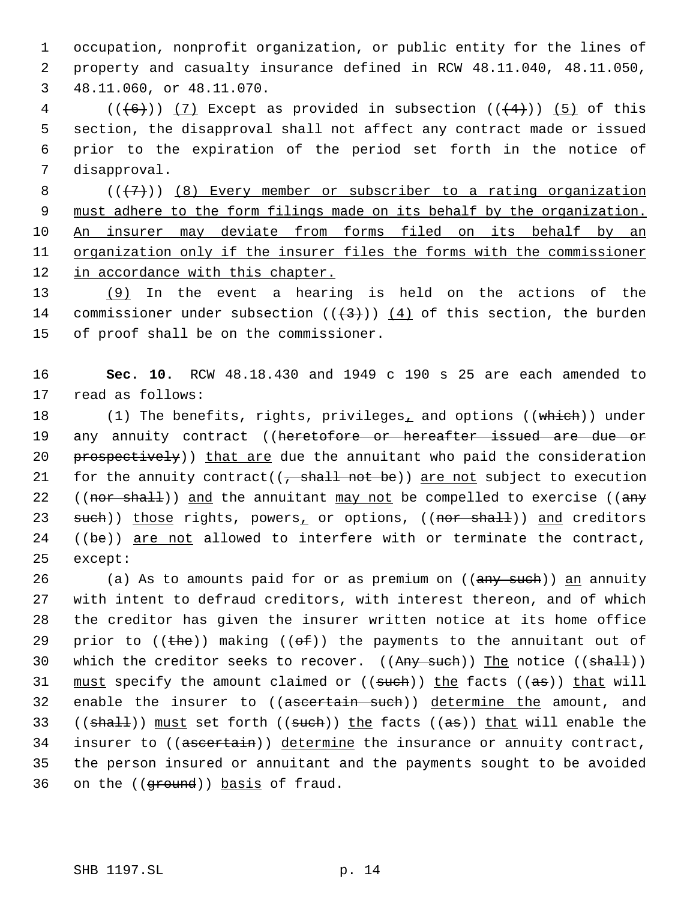occupation, nonprofit organization, or public entity for the lines of property and casualty insurance defined in RCW 48.11.040, 48.11.050, 48.11.060, or 48.11.070.

(((6))) (7) Except as provided in subsection (((4))) (5) of this section, the disapproval shall not affect any contract made or issued prior to the expiration of the period set forth in the notice of disapproval.

(((7))) (8) Every member or subscriber to a rating organization must adhere to the form filings made on its behalf by the organization. An insurer may deviate from forms filed on its behalf by an organization only if the insurer files the forms with the commissioner in accordance with this chapter.

(9) In the event a hearing is held on the actions of the commissioner under subsection (((3))) (4) of this section, the burden of proof shall be on the commissioner.

**Sec. 10.** RCW 48.18.430 and 1949 c 190 s 25 are each amended to read as follows:

(1) The benefits, rights, privileges, and options ((which)) under any annuity contract ((heretofore or hereafter issued are due or prospectively)) that are due the annuitant who paid the consideration for the annuity contract((, shall not be)) are not subject to execution ((nor shall)) and the annuitant may not be compelled to exercise ((any such)) those rights, powers, or options, ((nor shall)) and creditors ((be)) are not allowed to interfere with or terminate the contract, except:

(a) As to amounts paid for or as premium on ((any such)) an annuity with intent to defraud creditors, with interest thereon, and of which the creditor has given the insurer written notice at its home office prior to ((the)) making ((of)) the payments to the annuitant out of which the creditor seeks to recover. ((Any such)) The notice ((shall)) must specify the amount claimed or ((such)) the facts ((as)) that will enable the insurer to ((ascertain such)) determine the amount, and ((shall)) must set forth ((such)) the facts ((as)) that will enable the insurer to ((ascertain)) determine the insurance or annuity contract, the person insured or annuitant and the payments sought to be avoided on the ((ground)) basis of fraud.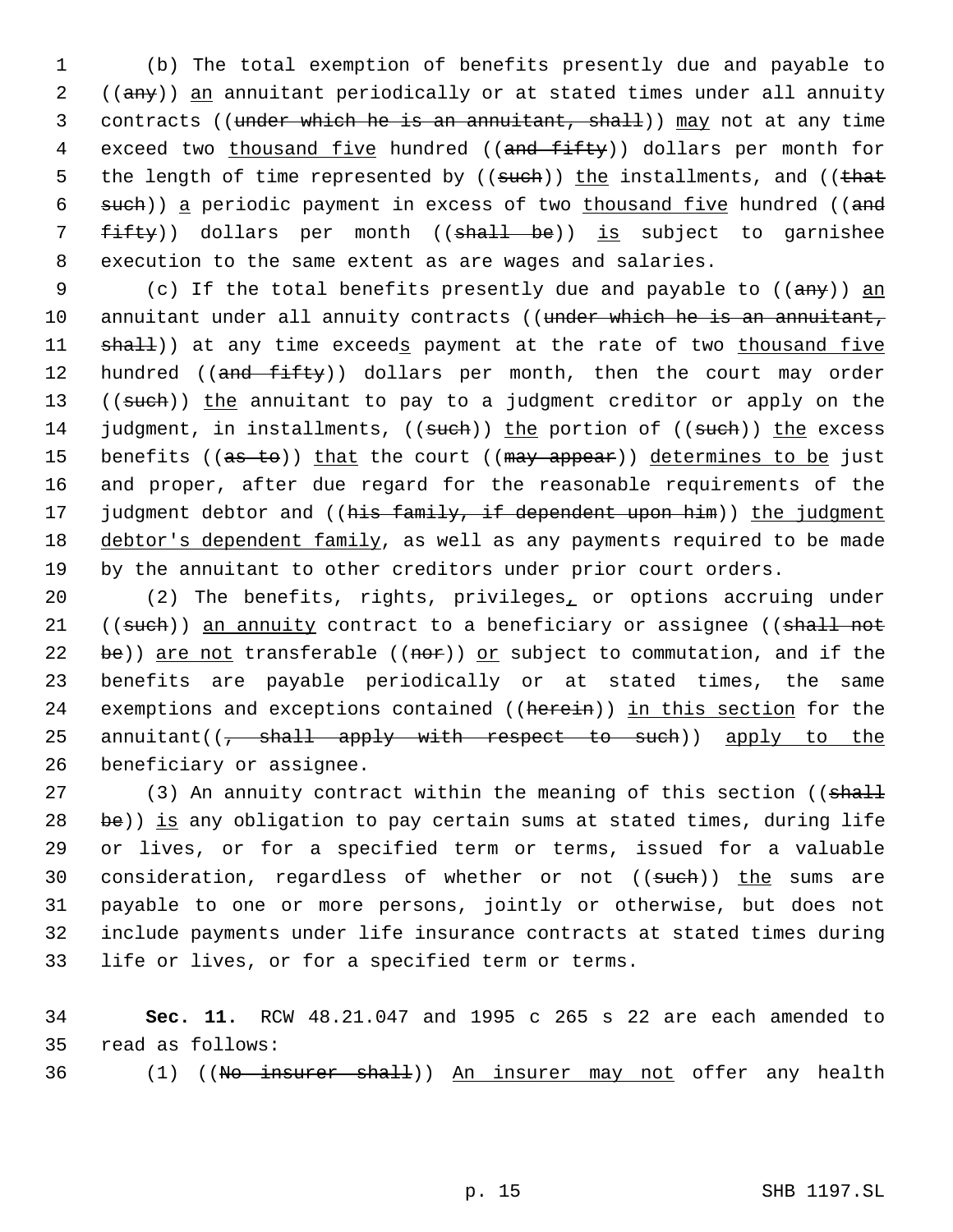(b) The total exemption of benefits presently due and payable to ((~~any~~)) <u>an</u> annuitant periodically or at stated times under all annuity contracts ((~~under which he is an annuitant, shall~~)) <u>may</u> not at any time exceed two <u>thousand five</u> hundred ((~~and fifty~~)) dollars per month for the length of time represented by ((~~such~~)) <u>the</u> installments, and ((~~that such~~)) <u>a</u> periodic payment in excess of two <u>thousand five</u> hundred ((~~and fifty~~)) dollars per month ((~~shall be~~)) <u>is</u> subject to garnishee execution to the same extent as are wages and salaries.

(c) If the total benefits presently due and payable to ((~~any~~)) <u>an</u> annuitant under all annuity contracts ((~~under which he is an annuitant, shall~~)) at any time exceed<u>s</u> payment at the rate of two <u>thousand five</u> hundred ((~~and fifty~~)) dollars per month, then the court may order ((~~such~~)) <u>the</u> annuitant to pay to a judgment creditor or apply on the judgment, in installments, ((~~such~~)) <u>the</u> portion of ((~~such~~)) <u>the</u> excess benefits ((~~as to~~)) <u>that</u> the court ((~~may appear~~)) <u>determines to be</u> just and proper, after due regard for the reasonable requirements of the judgment debtor and ((~~his family, if dependent upon him~~)) <u>the judgment debtor's dependent family</u>, as well as any payments required to be made by the annuitant to other creditors under prior court orders.

(2) The benefits, rights, privileges<u>,</u> or options accruing under ((~~such~~)) <u>an annuity</u> contract to a beneficiary or assignee ((~~shall not be~~)) <u>are not</u> transferable ((~~nor~~)) <u>or</u> subject to commutation, and if the benefits are payable periodically or at stated times, the same exemptions and exceptions contained ((~~herein~~)) <u>in this section</u> for the annuitant((~~, shall apply with respect to such~~)) <u>apply to the</u> beneficiary or assignee.

(3) An annuity contract within the meaning of this section ((~~shall be~~)) <u>is</u> any obligation to pay certain sums at stated times, during life or lives, or for a specified term or terms, issued for a valuable consideration, regardless of whether or not ((~~such~~)) <u>the</u> sums are payable to one or more persons, jointly or otherwise, but does not include payments under life insurance contracts at stated times during life or lives, or for a specified term or terms.

**Sec. 11.** RCW 48.21.047 and 1995 c 265 s 22 are each amended to read as follows:

(1) ((~~No insurer shall~~)) <u>An insurer may not</u> offer any health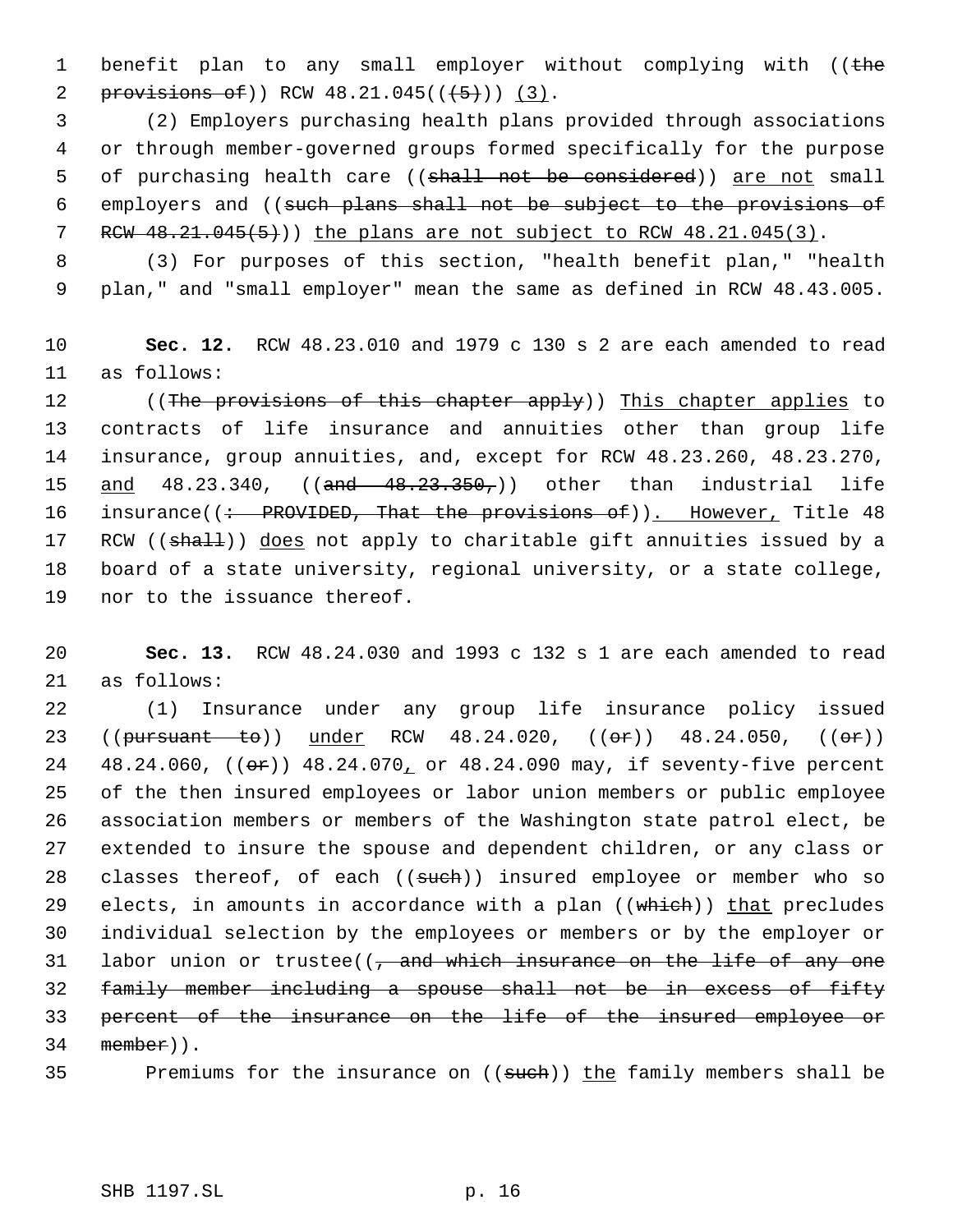benefit plan to any small employer without complying with ((~~the provisions of~~)) RCW 48.21.045((~~(5)~~)) <u>(3)</u>.

(2) Employers purchasing health plans provided through associations or through member-governed groups formed specifically for the purpose of purchasing health care ((~~shall not be considered~~)) <u>are not</u> small employers and ((~~such plans shall not be subject to the provisions of RCW 48.21.045(5)~~)) <u>the plans are not subject to RCW 48.21.045(3)</u>.

(3) For purposes of this section, "health benefit plan," "health plan," and "small employer" mean the same as defined in RCW 48.43.005.

**Sec. 12.** RCW 48.23.010 and 1979 c 130 s 2 are each amended to read as follows:

((~~The provisions of this chapter apply~~)) <u>This chapter applies</u> to contracts of life insurance and annuities other than group life insurance, group annuities, and, except for RCW 48.23.260, 48.23.270, <u>and</u> 48.23.340, ((~~and 48.23.350,~~)) other than industrial life insurance((~~: PROVIDED, That the provisions of~~))<u>. However,</u> Title 48 RCW ((~~shall~~)) <u>does</u> not apply to charitable gift annuities issued by a board of a state university, regional university, or a state college, nor to the issuance thereof.

**Sec. 13.** RCW 48.24.030 and 1993 c 132 s 1 are each amended to read as follows:

(1) Insurance under any group life insurance policy issued ((~~pursuant to~~)) <u>under</u> RCW 48.24.020, ((~~or~~)) 48.24.050, ((~~or~~)) 48.24.060, ((~~or~~)) 48.24.070<u>,</u> or 48.24.090 may, if seventy-five percent of the then insured employees or labor union members or public employee association members or members of the Washington state patrol elect, be extended to insure the spouse and dependent children, or any class or classes thereof, of each ((~~such~~)) insured employee or member who so elects, in amounts in accordance with a plan ((~~which~~)) <u>that</u> precludes individual selection by the employees or members or by the employer or labor union or trustee((~~, and which insurance on the life of any one family member including a spouse shall not be in excess of fifty percent of the insurance on the life of the insured employee or member~~)).

Premiums for the insurance on ((~~such~~)) <u>the</u> family members shall be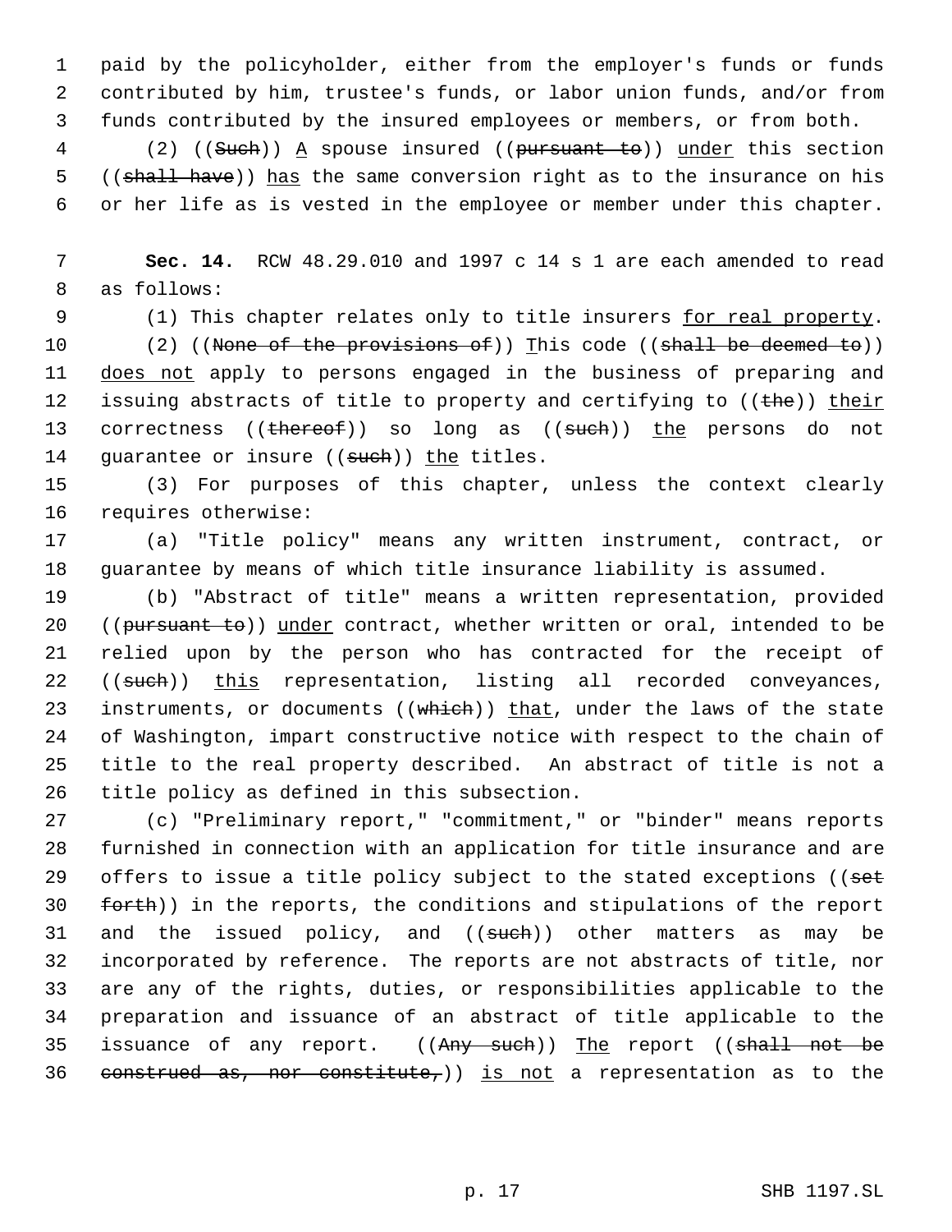paid by the policyholder, either from the employer's funds or funds contributed by him, trustee's funds, or labor union funds, and/or from funds contributed by the insured employees or members, or from both.

(2) ((~~Such~~)) <u>A</u> spouse insured ((~~pursuant to~~)) <u>under</u> this section ((~~shall have~~)) <u>has</u> the same conversion right as to the insurance on his or her life as is vested in the employee or member under this chapter.

**Sec. 14.** RCW 48.29.010 and 1997 c 14 s 1 are each amended to read as follows:

(1) This chapter relates only to title insurers <u>for real property</u>.

(2) ((~~None of the provisions of~~)) <u>T</u>his code ((~~shall be deemed to~~)) <u>does not</u> apply to persons engaged in the business of preparing and issuing abstracts of title to property and certifying to ((~~the~~)) <u>their</u> correctness ((~~thereof~~)) so long as ((~~such~~)) <u>the</u> persons do not guarantee or insure ((~~such~~)) <u>the</u> titles.

(3) For purposes of this chapter, unless the context clearly requires otherwise:

(a) "Title policy" means any written instrument, contract, or guarantee by means of which title insurance liability is assumed.

(b) "Abstract of title" means a written representation, provided ((~~pursuant to~~)) <u>under</u> contract, whether written or oral, intended to be relied upon by the person who has contracted for the receipt of ((~~such~~)) <u>this</u> representation, listing all recorded conveyances, instruments, or documents ((~~which~~)) <u>that</u>, under the laws of the state of Washington, impart constructive notice with respect to the chain of title to the real property described. An abstract of title is not a title policy as defined in this subsection.

(c) "Preliminary report," "commitment," or "binder" means reports furnished in connection with an application for title insurance and are offers to issue a title policy subject to the stated exceptions ((~~set forth~~)) in the reports, the conditions and stipulations of the report and the issued policy, and ((~~such~~)) other matters as may be incorporated by reference. The reports are not abstracts of title, nor are any of the rights, duties, or responsibilities applicable to the preparation and issuance of an abstract of title applicable to the issuance of any report. ((~~Any such~~)) <u>The</u> report ((~~shall not be construed as, nor constitute,~~)) <u>is not</u> a representation as to the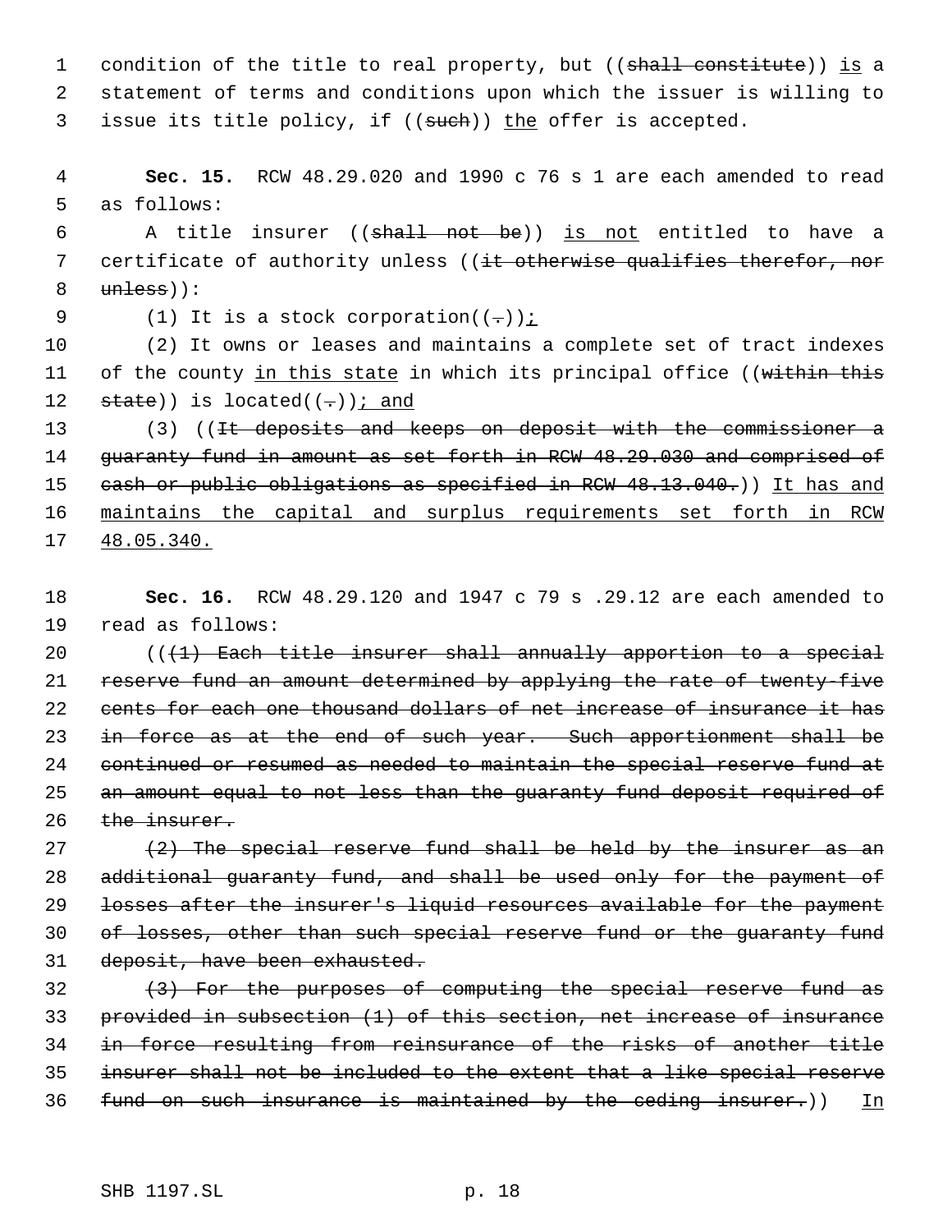condition of the title to real property, but ((~~shall constitute~~)) <u>is</u> a statement of terms and conditions upon which the issuer is willing to issue its title policy, if ((~~such~~)) <u>the</u> offer is accepted.

**Sec. 15.** RCW 48.29.020 and 1990 c 76 s 1 are each amended to read as follows:

A title insurer ((~~shall not be~~)) <u>is not</u> entitled to have a certificate of authority unless ((~~it otherwise qualifies therefor, nor unless~~)):

(1) It is a stock corporation((~~.~~))<u>;</u>

(2) It owns or leases and maintains a complete set of tract indexes of the county <u>in this state</u> in which its principal office ((~~within this state~~)) is located((~~.~~))<u>; and</u>

(3) ((~~It deposits and keeps on deposit with the commissioner a guaranty fund in amount as set forth in RCW 48.29.030 and comprised of cash or public obligations as specified in RCW 48.13.040.~~)) <u>It has and maintains the capital and surplus requirements set forth in RCW 48.05.340.</u>

**Sec. 16.** RCW 48.29.120 and 1947 c 79 s .29.12 are each amended to read as follows:

((~~(1) Each title insurer shall annually apportion to a special reserve fund an amount determined by applying the rate of twenty-five cents for each one thousand dollars of net increase of insurance it has in force as at the end of such year. Such apportionment shall be continued or resumed as needed to maintain the special reserve fund at an amount equal to not less than the guaranty fund deposit required of the insurer.~~

~~(2) The special reserve fund shall be held by the insurer as an additional guaranty fund, and shall be used only for the payment of losses after the insurer's liquid resources available for the payment of losses, other than such special reserve fund or the guaranty fund deposit, have been exhausted.~~

~~(3) For the purposes of computing the special reserve fund as provided in subsection (1) of this section, net increase of insurance in force resulting from reinsurance of the risks of another title insurer shall not be included to the extent that a like special reserve fund on such insurance is maintained by the ceding insurer.~~)) <u>In</u>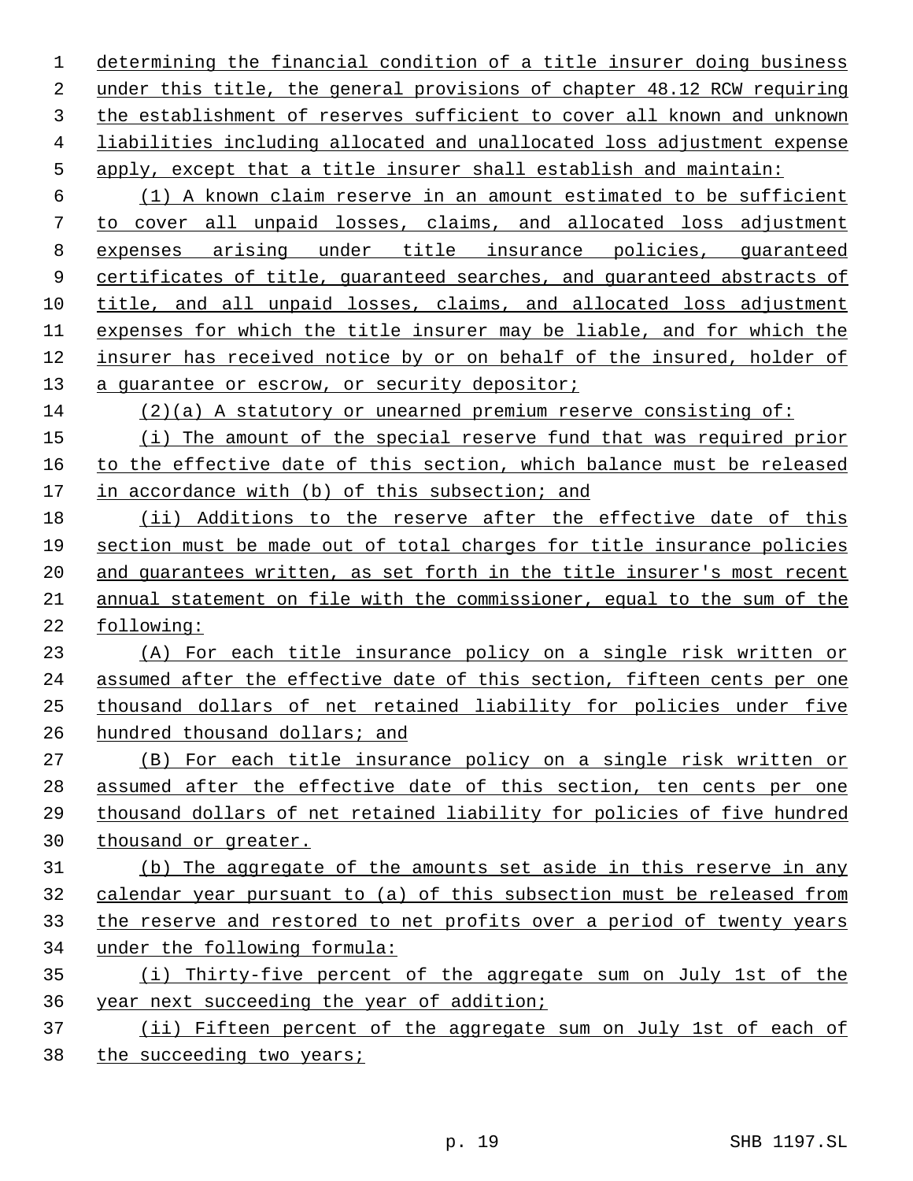determining the financial condition of a title insurer doing business under this title, the general provisions of chapter 48.12 RCW requiring the establishment of reserves sufficient to cover all known and unknown liabilities including allocated and unallocated loss adjustment expense apply, except that a title insurer shall establish and maintain:

(1) A known claim reserve in an amount estimated to be sufficient to cover all unpaid losses, claims, and allocated loss adjustment expenses arising under title insurance policies, guaranteed certificates of title, guaranteed searches, and guaranteed abstracts of title, and all unpaid losses, claims, and allocated loss adjustment expenses for which the title insurer may be liable, and for which the insurer has received notice by or on behalf of the insured, holder of a guarantee or escrow, or security depositor;

(2)(a) A statutory or unearned premium reserve consisting of:

(i) The amount of the special reserve fund that was required prior to the effective date of this section, which balance must be released in accordance with (b) of this subsection; and

(ii) Additions to the reserve after the effective date of this section must be made out of total charges for title insurance policies and guarantees written, as set forth in the title insurer's most recent annual statement on file with the commissioner, equal to the sum of the following:

(A) For each title insurance policy on a single risk written or assumed after the effective date of this section, fifteen cents per one thousand dollars of net retained liability for policies under five hundred thousand dollars; and

(B) For each title insurance policy on a single risk written or assumed after the effective date of this section, ten cents per one thousand dollars of net retained liability for policies of five hundred thousand or greater.

(b) The aggregate of the amounts set aside in this reserve in any calendar year pursuant to (a) of this subsection must be released from the reserve and restored to net profits over a period of twenty years under the following formula:

(i) Thirty-five percent of the aggregate sum on July 1st of the year next succeeding the year of addition;

(ii) Fifteen percent of the aggregate sum on July 1st of each of the succeeding two years;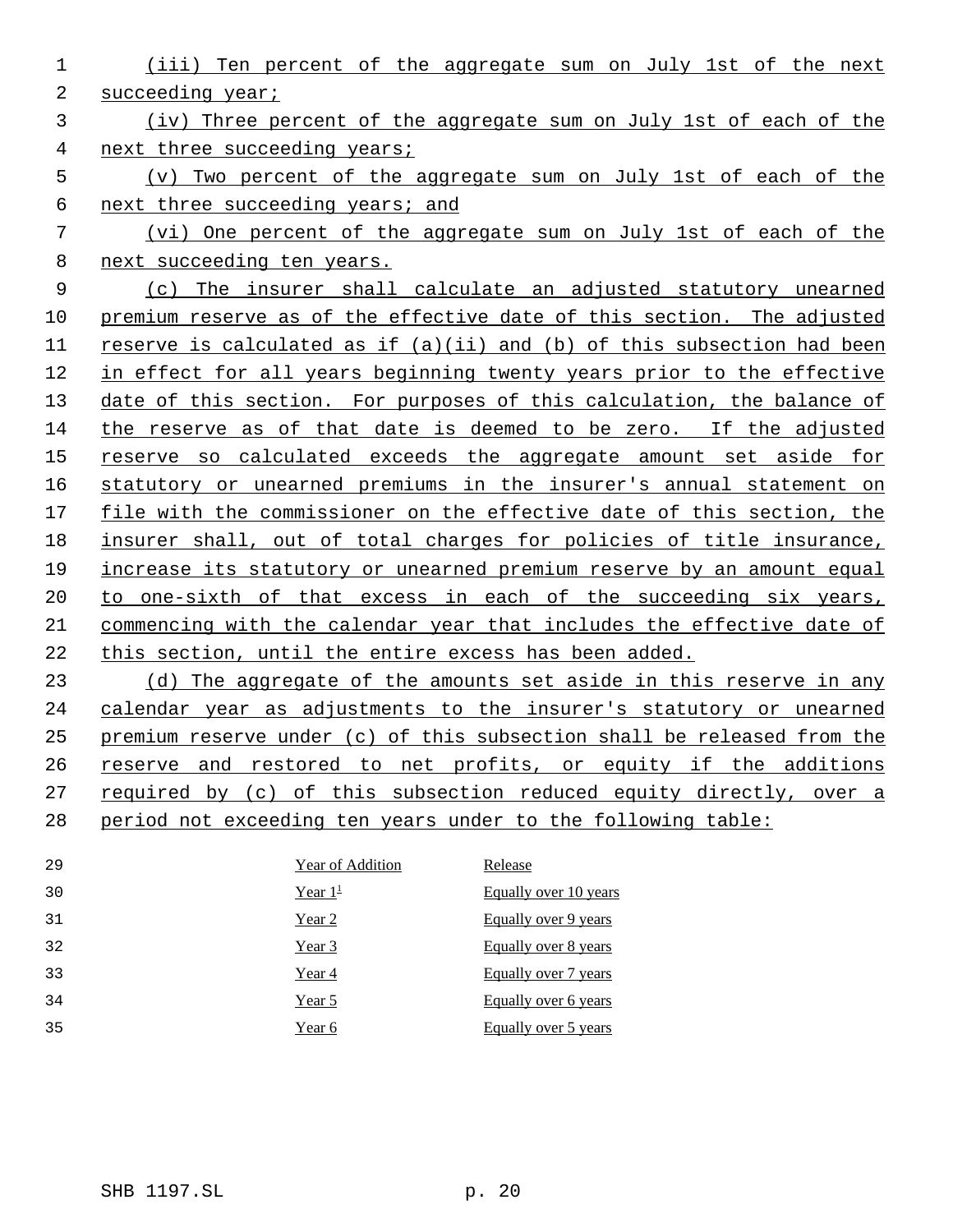(iii) Ten percent of the aggregate sum on July 1st of the next succeeding year;

(iv) Three percent of the aggregate sum on July 1st of each of the next three succeeding years;

(v) Two percent of the aggregate sum on July 1st of each of the next three succeeding years; and

(vi) One percent of the aggregate sum on July 1st of each of the next succeeding ten years.

(c) The insurer shall calculate an adjusted statutory unearned premium reserve as of the effective date of this section. The adjusted reserve is calculated as if (a)(ii) and (b) of this subsection had been in effect for all years beginning twenty years prior to the effective date of this section. For purposes of this calculation, the balance of the reserve as of that date is deemed to be zero. If the adjusted reserve so calculated exceeds the aggregate amount set aside for statutory or unearned premiums in the insurer's annual statement on file with the commissioner on the effective date of this section, the insurer shall, out of total charges for policies of title insurance, increase its statutory or unearned premium reserve by an amount equal to one-sixth of that excess in each of the succeeding six years, commencing with the calendar year that includes the effective date of this section, until the entire excess has been added.

(d) The aggregate of the amounts set aside in this reserve in any calendar year as adjustments to the insurer's statutory or unearned premium reserve under (c) of this subsection shall be released from the reserve and restored to net profits, or equity if the additions required by (c) of this subsection reduced equity directly, over a period not exceeding ten years under to the following table:

| Year of Addition | Release |
|---|---|
| Year 1[1] | Equally over 10 years |
| Year 2 | Equally over 9 years |
| Year 3 | Equally over 8 years |
| Year 4 | Equally over 7 years |
| Year 5 | Equally over 6 years |
| Year 6 | Equally over 5 years |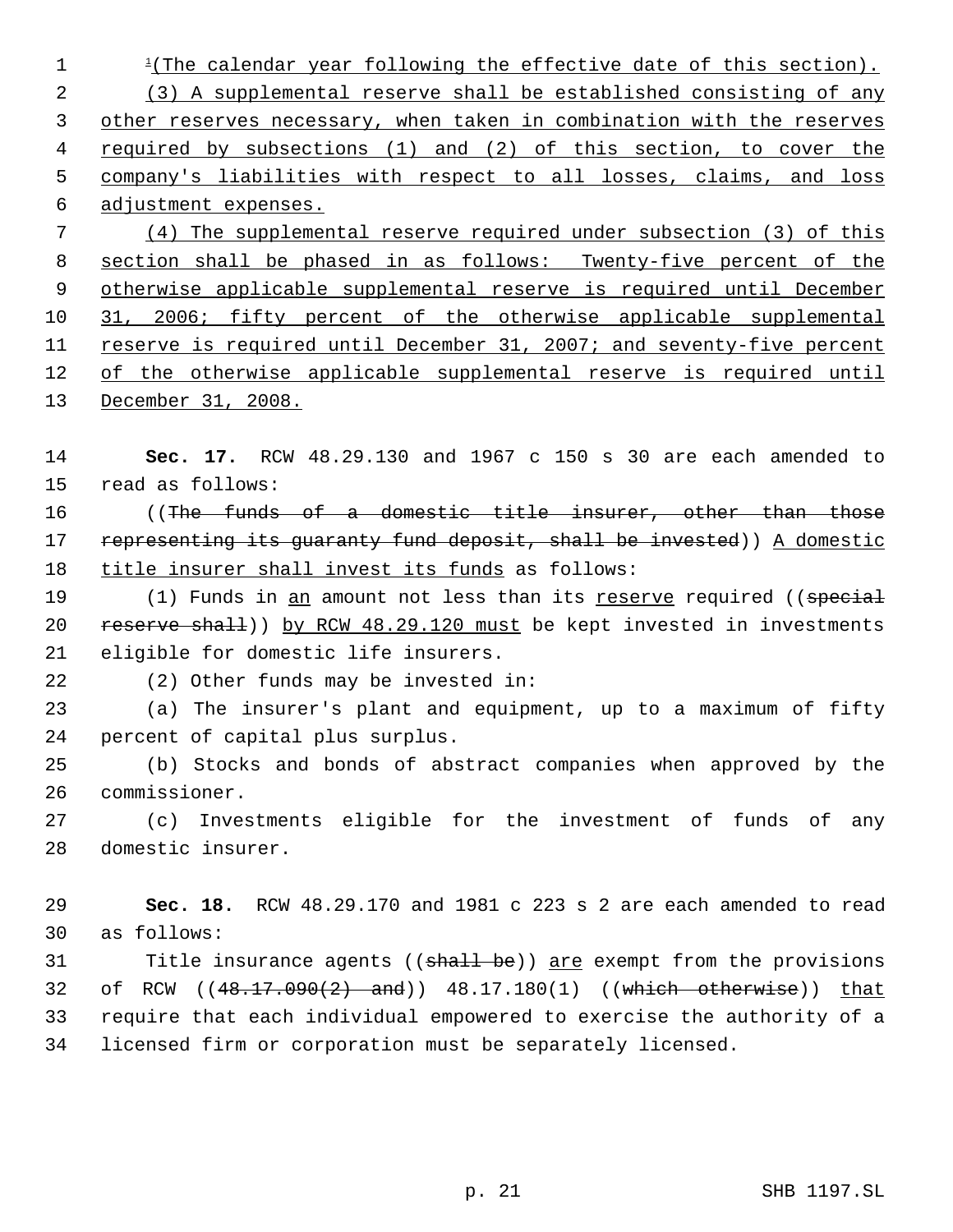[1](The calendar year following the effective date of this section).

(3) A supplemental reserve shall be established consisting of any other reserves necessary, when taken in combination with the reserves required by subsections (1) and (2) of this section, to cover the company's liabilities with respect to all losses, claims, and loss adjustment expenses.

(4) The supplemental reserve required under subsection (3) of this section shall be phased in as follows: Twenty-five percent of the otherwise applicable supplemental reserve is required until December 31, 2006; fifty percent of the otherwise applicable supplemental reserve is required until December 31, 2007; and seventy-five percent of the otherwise applicable supplemental reserve is required until December 31, 2008.

**Sec. 17.** RCW 48.29.130 and 1967 c 150 s 30 are each amended to read as follows:

((~~The funds of a domestic title insurer, other than those representing its guaranty fund deposit, shall be invested~~)) A domestic title insurer shall invest its funds as follows:

(1) Funds in an amount not less than its reserve required ((~~special reserve shall~~)) by RCW 48.29.120 must be kept invested in investments eligible for domestic life insurers.

(2) Other funds may be invested in:

(a) The insurer's plant and equipment, up to a maximum of fifty percent of capital plus surplus.

(b) Stocks and bonds of abstract companies when approved by the commissioner.

(c) Investments eligible for the investment of funds of any domestic insurer.

**Sec. 18.** RCW 48.29.170 and 1981 c 223 s 2 are each amended to read as follows:

Title insurance agents ((~~shall be~~)) are exempt from the provisions of RCW ((~~48.17.090(2) and~~)) 48.17.180(1) ((~~which otherwise~~)) that require that each individual empowered to exercise the authority of a licensed firm or corporation must be separately licensed.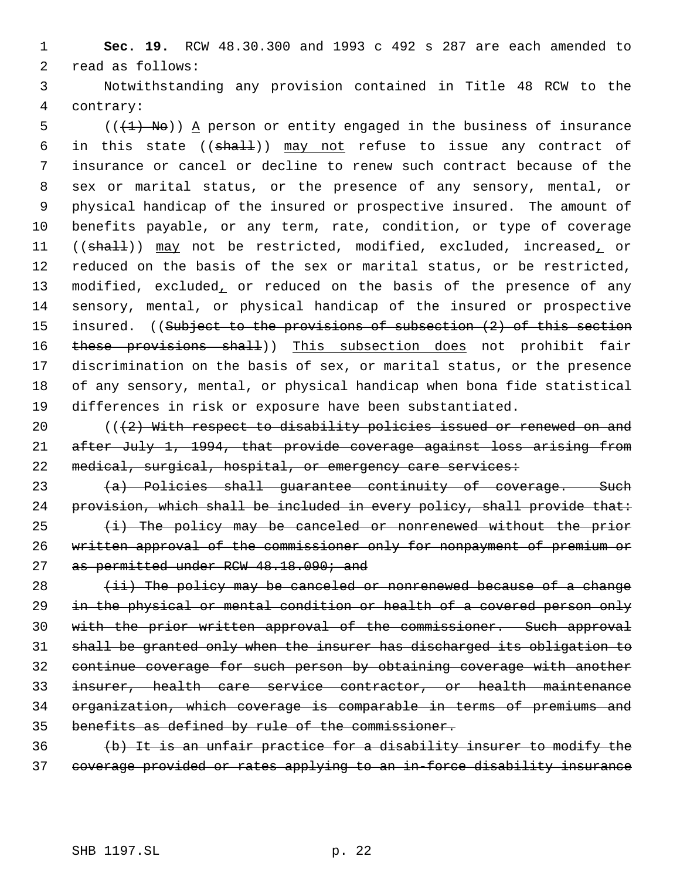**Sec. 19.** RCW 48.30.300 and 1993 c 492 s 287 are each amended to read as follows:

Notwithstanding any provision contained in Title 48 RCW to the contrary:

((~~(1) No~~)) A person or entity engaged in the business of insurance in this state ((~~shall~~)) may not refuse to issue any contract of insurance or cancel or decline to renew such contract because of the sex or marital status, or the presence of any sensory, mental, or physical handicap of the insured or prospective insured. The amount of benefits payable, or any term, rate, condition, or type of coverage ((~~shall~~)) may not be restricted, modified, excluded, increased, or reduced on the basis of the sex or marital status, or be restricted, modified, excluded, or reduced on the basis of the presence of any sensory, mental, or physical handicap of the insured or prospective insured. ((~~Subject to the provisions of subsection (2) of this section these provisions shall~~)) This subsection does not prohibit fair discrimination on the basis of sex, or marital status, or the presence of any sensory, mental, or physical handicap when bona fide statistical differences in risk or exposure have been substantiated.

((~~(2) With respect to disability policies issued or renewed on and after July 1, 1994, that provide coverage against loss arising from medical, surgical, hospital, or emergency care services:~~

~~(a) Policies shall guarantee continuity of coverage. Such provision, which shall be included in every policy, shall provide that:~~

~~(i) The policy may be canceled or nonrenewed without the prior written approval of the commissioner only for nonpayment of premium or as permitted under RCW 48.18.090; and~~

~~(ii) The policy may be canceled or nonrenewed because of a change in the physical or mental condition or health of a covered person only with the prior written approval of the commissioner. Such approval shall be granted only when the insurer has discharged its obligation to continue coverage for such person by obtaining coverage with another insurer, health care service contractor, or health maintenance organization, which coverage is comparable in terms of premiums and benefits as defined by rule of the commissioner.~~

~~(b) It is an unfair practice for a disability insurer to modify the coverage provided or rates applying to an in-force disability insurance~~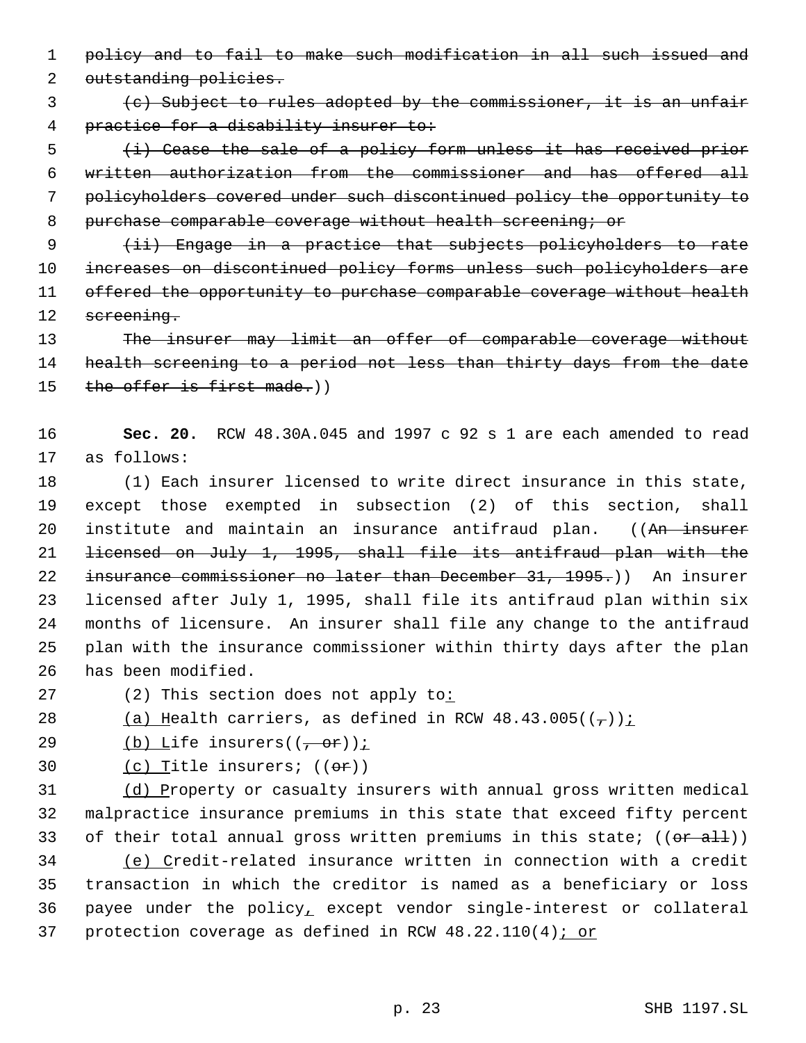policy and to fail to make such modification in all such issued and outstanding policies.

(c) Subject to rules adopted by the commissioner, it is an unfair practice for a disability insurer to:

(i) Cease the sale of a policy form unless it has received prior written authorization from the commissioner and has offered all policyholders covered under such discontinued policy the opportunity to purchase comparable coverage without health screening; or

(ii) Engage in a practice that subjects policyholders to rate increases on discontinued policy forms unless such policyholders are offered the opportunity to purchase comparable coverage without health screening.

The insurer may limit an offer of comparable coverage without health screening to a period not less than thirty days from the date the offer is first made.))

**Sec. 20.** RCW 48.30A.045 and 1997 c 92 s 1 are each amended to read as follows:

(1) Each insurer licensed to write direct insurance in this state, except those exempted in subsection (2) of this section, shall institute and maintain an insurance antifraud plan. ((An insurer licensed on July 1, 1995, shall file its antifraud plan with the insurance commissioner no later than December 31, 1995.)) An insurer licensed after July 1, 1995, shall file its antifraud plan within six months of licensure. An insurer shall file any change to the antifraud plan with the insurance commissioner within thirty days after the plan has been modified.

(2) This section does not apply to:

(a) Health carriers, as defined in RCW 48.43.005((,));

(b) Life insurers((, or));

(c) Title insurers; ((or))

(d) Property or casualty insurers with annual gross written medical malpractice insurance premiums in this state that exceed fifty percent of their total annual gross written premiums in this state; ((or all))

(e) Credit-related insurance written in connection with a credit transaction in which the creditor is named as a beneficiary or loss payee under the policy, except vendor single-interest or collateral protection coverage as defined in RCW 48.22.110(4); or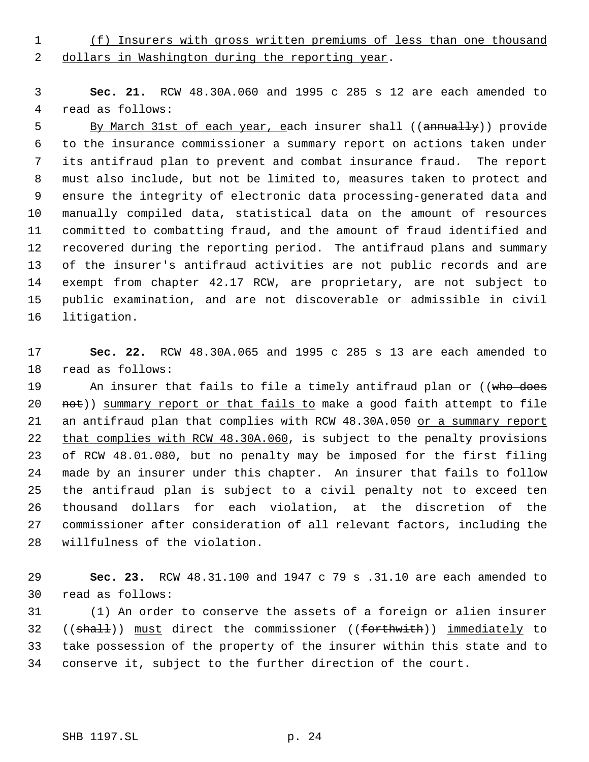(f) Insurers with gross written premiums of less than one thousand dollars in Washington during the reporting year.

**Sec. 21.** RCW 48.30A.060 and 1995 c 285 s 12 are each amended to read as follows:

By March 31st of each year, each insurer shall ((annually)) provide to the insurance commissioner a summary report on actions taken under its antifraud plan to prevent and combat insurance fraud. The report must also include, but not be limited to, measures taken to protect and ensure the integrity of electronic data processing-generated data and manually compiled data, statistical data on the amount of resources committed to combatting fraud, and the amount of fraud identified and recovered during the reporting period. The antifraud plans and summary of the insurer's antifraud activities are not public records and are exempt from chapter 42.17 RCW, are proprietary, are not subject to public examination, and are not discoverable or admissible in civil litigation.

**Sec. 22.** RCW 48.30A.065 and 1995 c 285 s 13 are each amended to read as follows:

An insurer that fails to file a timely antifraud plan or ((who does not)) summary report or that fails to make a good faith attempt to file an antifraud plan that complies with RCW 48.30A.050 or a summary report that complies with RCW 48.30A.060, is subject to the penalty provisions of RCW 48.01.080, but no penalty may be imposed for the first filing made by an insurer under this chapter. An insurer that fails to follow the antifraud plan is subject to a civil penalty not to exceed ten thousand dollars for each violation, at the discretion of the commissioner after consideration of all relevant factors, including the willfulness of the violation.

**Sec. 23.** RCW 48.31.100 and 1947 c 79 s .31.10 are each amended to read as follows:

(1) An order to conserve the assets of a foreign or alien insurer ((shall)) must direct the commissioner ((forthwith)) immediately to take possession of the property of the insurer within this state and to conserve it, subject to the further direction of the court.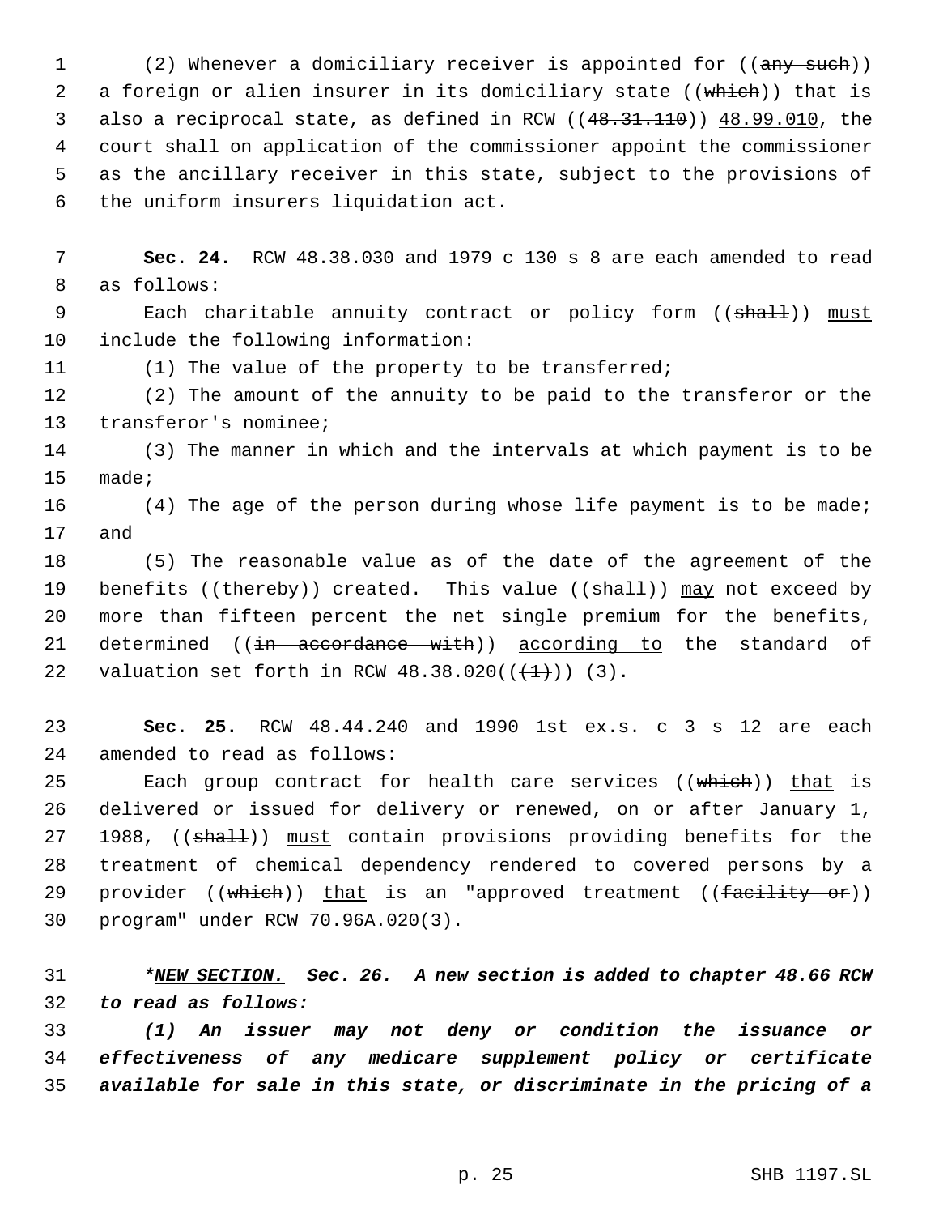(2) Whenever a domiciliary receiver is appointed for ((~~any such~~)) a foreign or alien insurer in its domiciliary state ((~~which~~)) that is also a reciprocal state, as defined in RCW ((~~48.31.110~~)) 48.99.010, the court shall on application of the commissioner appoint the commissioner as the ancillary receiver in this state, subject to the provisions of the uniform insurers liquidation act.

**Sec. 24.** RCW 48.38.030 and 1979 c 130 s 8 are each amended to read as follows:

Each charitable annuity contract or policy form ((~~shall~~)) must include the following information:

(1) The value of the property to be transferred;

(2) The amount of the annuity to be paid to the transferor or the transferor's nominee;

(3) The manner in which and the intervals at which payment is to be made;

(4) The age of the person during whose life payment is to be made; and

(5) The reasonable value as of the date of the agreement of the benefits ((~~thereby~~)) created. This value ((~~shall~~)) may not exceed by more than fifteen percent the net single premium for the benefits, determined ((~~in accordance with~~)) according to the standard of valuation set forth in RCW 48.38.020((~~(1)~~)) (3).

**Sec. 25.** RCW 48.44.240 and 1990 1st ex.s. c 3 s 12 are each amended to read as follows:

Each group contract for health care services ((~~which~~)) that is delivered or issued for delivery or renewed, on or after January 1, 1988, ((~~shall~~)) must contain provisions providing benefits for the treatment of chemical dependency rendered to covered persons by a provider ((~~which~~)) that is an "approved treatment ((~~facility or~~)) program" under RCW 70.96A.020(3).

***\*NEW SECTION. Sec. 26. A new section is added to chapter 48.66 RCW to read as follows:***

***(1) An issuer may not deny or condition the issuance or effectiveness of any medicare supplement policy or certificate available for sale in this state, or discriminate in the pricing of a***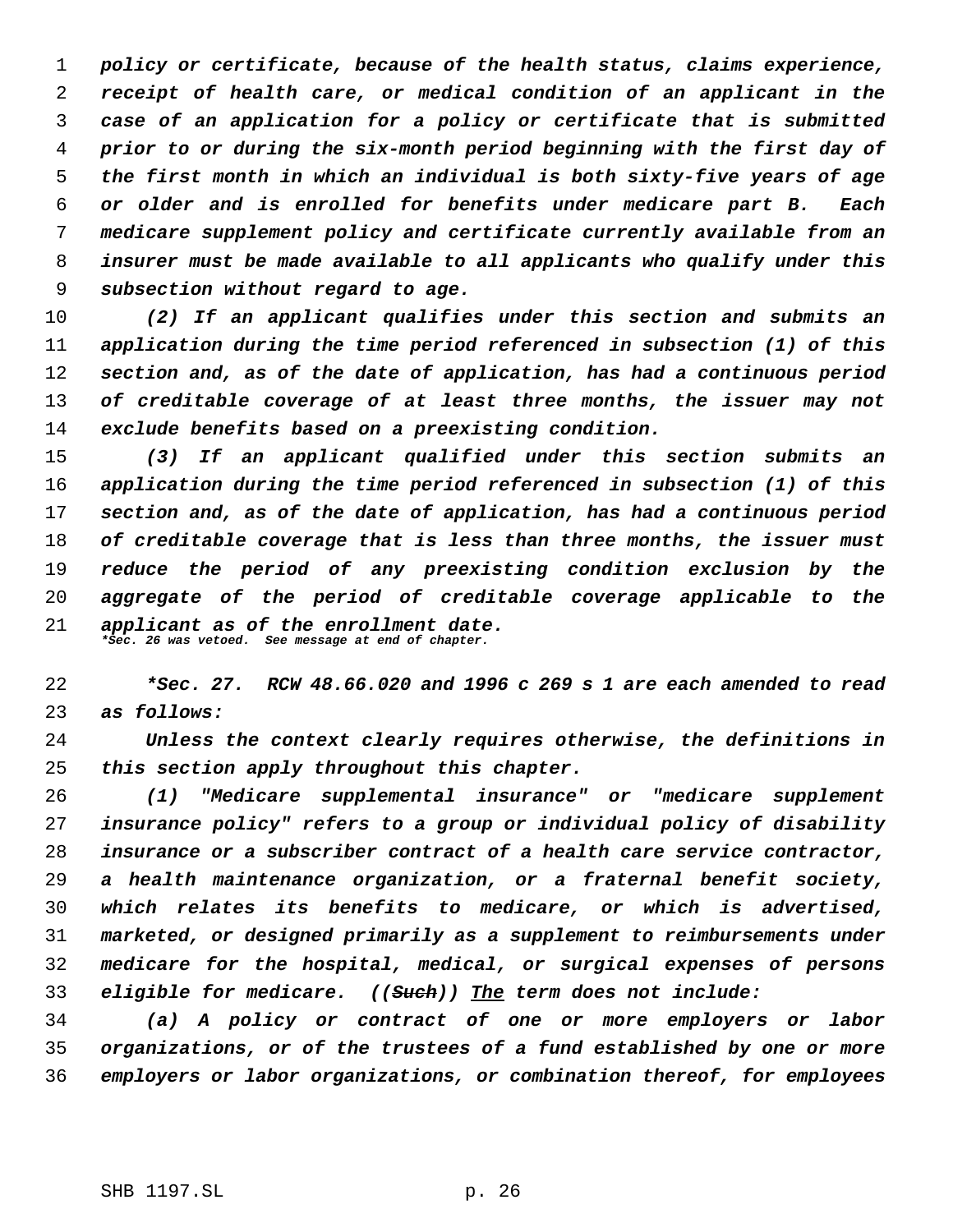*policy or certificate, because of the health status, claims experience, receipt of health care, or medical condition of an applicant in the case of an application for a policy or certificate that is submitted prior to or during the six-month period beginning with the first day of the first month in which an individual is both sixty-five years of age or older and is enrolled for benefits under medicare part B. Each medicare supplement policy and certificate currently available from an insurer must be made available to all applicants who qualify under this subsection without regard to age.*

*(2) If an applicant qualifies under this section and submits an application during the time period referenced in subsection (1) of this section and, as of the date of application, has had a continuous period of creditable coverage of at least three months, the issuer may not exclude benefits based on a preexisting condition.*

*(3) If an applicant qualified under this section submits an application during the time period referenced in subsection (1) of this section and, as of the date of application, has had a continuous period of creditable coverage that is less than three months, the issuer must reduce the period of any preexisting condition exclusion by the aggregate of the period of creditable coverage applicable to the applicant as of the enrollment date.*

*\*Sec. 26 was vetoed. See message at end of chapter.*

***\*Sec. 27.** RCW 48.66.020 and 1996 c 269 s 1 are each amended to read as follows:*

*Unless the context clearly requires otherwise, the definitions in this section apply throughout this chapter.*

*(1) "Medicare supplemental insurance" or "medicare supplement insurance policy" refers to a group or individual policy of disability insurance or a subscriber contract of a health care service contractor, a health maintenance organization, or a fraternal benefit society, which relates its benefits to medicare, or which is advertised, marketed, or designed primarily as a supplement to reimbursements under medicare for the hospital, medical, or surgical expenses of persons eligible for medicare. ((~~Such~~)) <u>The</u> term does not include:*

*(a) A policy or contract of one or more employers or labor organizations, or of the trustees of a fund established by one or more employers or labor organizations, or combination thereof, for employees*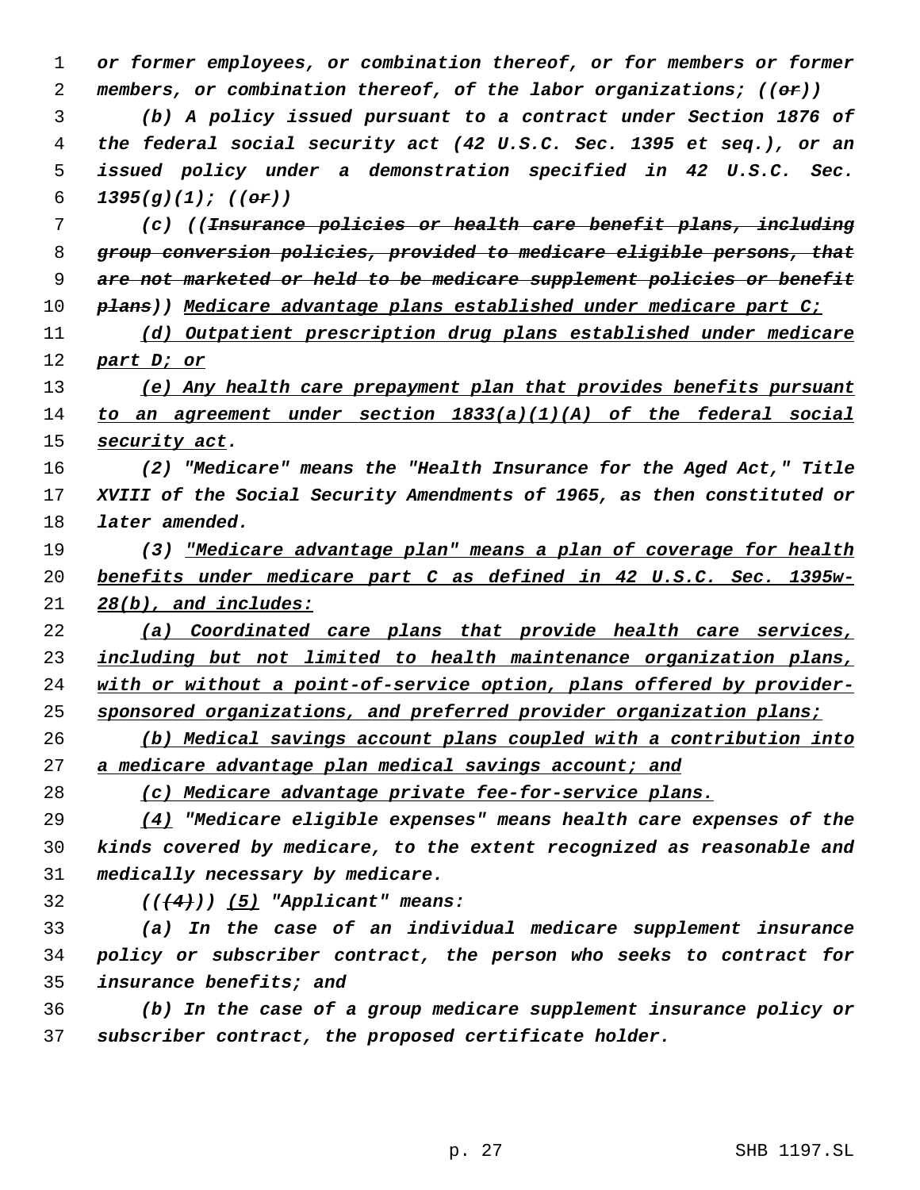or former employees, or combination thereof, or for members or former members, or combination thereof, of the labor organizations; ((~~or~~))

(b) A policy issued pursuant to a contract under Section 1876 of the federal social security act (42 U.S.C. Sec. 1395 et seq.), or an issued policy under a demonstration specified in 42 U.S.C. Sec. 1395(g)(1); ((~~or~~))

(c) ((~~Insurance policies or health care benefit plans, including group conversion policies, provided to medicare eligible persons, that are not marketed or held to be medicare supplement policies or benefit plans~~)) <u>Medicare advantage plans established under medicare part C;</u>

<u>(d) Outpatient prescription drug plans established under medicare part D; or</u>

<u>(e) Any health care prepayment plan that provides benefits pursuant to an agreement under section 1833(a)(1)(A) of the federal social security act</u>.

(2) "Medicare" means the "Health Insurance for the Aged Act," Title XVIII of the Social Security Amendments of 1965, as then constituted or later amended.

(3) <u>"Medicare advantage plan" means a plan of coverage for health benefits under medicare part C as defined in 42 U.S.C. Sec. 1395w-28(b), and includes:</u>

<u>(a) Coordinated care plans that provide health care services, including but not limited to health maintenance organization plans, with or without a point-of-service option, plans offered by provider-sponsored organizations, and preferred provider organization plans;</u>

<u>(b) Medical savings account plans coupled with a contribution into a medicare advantage plan medical savings account; and</u>

<u>(c) Medicare advantage private fee-for-service plans.</u>

<u>(4)</u> "Medicare eligible expenses" means health care expenses of the kinds covered by medicare, to the extent recognized as reasonable and medically necessary by medicare.

((~~(4)~~)) <u>(5)</u> "Applicant" means:

(a) In the case of an individual medicare supplement insurance policy or subscriber contract, the person who seeks to contract for insurance benefits; and

(b) In the case of a group medicare supplement insurance policy or subscriber contract, the proposed certificate holder.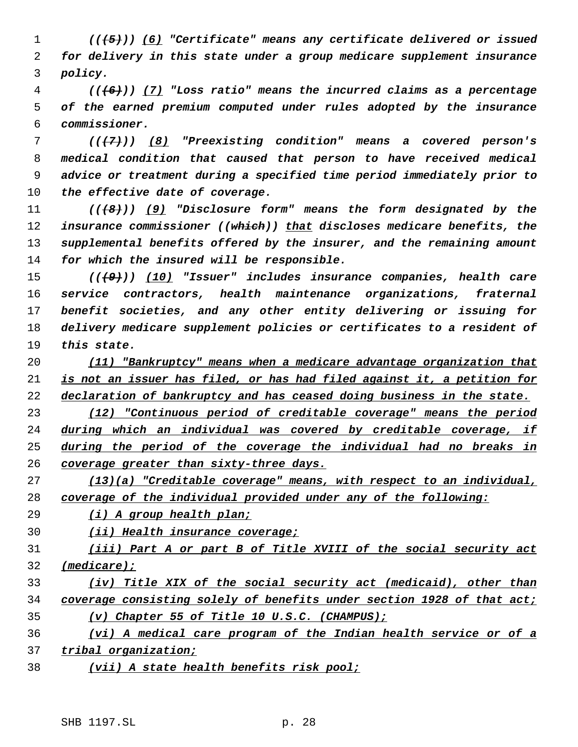*((~~(5)~~)) (6) "Certificate" means any certificate delivered or issued for delivery in this state under a group medicare supplement insurance policy.*

*((~~(6)~~)) (7) "Loss ratio" means the incurred claims as a percentage of the earned premium computed under rules adopted by the insurance commissioner.*

*((~~(7)~~)) (8) "Preexisting condition" means a covered person's medical condition that caused that person to have received medical advice or treatment during a specified time period immediately prior to the effective date of coverage.*

*((~~(8)~~)) (9) "Disclosure form" means the form designated by the insurance commissioner ((~~which~~)) that discloses medicare benefits, the supplemental benefits offered by the insurer, and the remaining amount for which the insured will be responsible.*

*((~~(9)~~)) (10) "Issuer" includes insurance companies, health care service contractors, health maintenance organizations, fraternal benefit societies, and any other entity delivering or issuing for delivery medicare supplement policies or certificates to a resident of this state.*

*(11) "Bankruptcy" means when a medicare advantage organization that is not an issuer has filed, or has had filed against it, a petition for declaration of bankruptcy and has ceased doing business in the state.*

*(12) "Continuous period of creditable coverage" means the period during which an individual was covered by creditable coverage, if during the period of the coverage the individual had no breaks in coverage greater than sixty-three days.*

*(13)(a) "Creditable coverage" means, with respect to an individual, coverage of the individual provided under any of the following:*

*(i) A group health plan;*

*(ii) Health insurance coverage;*

*(iii) Part A or part B of Title XVIII of the social security act (medicare);*

*(iv) Title XIX of the social security act (medicaid), other than coverage consisting solely of benefits under section 1928 of that act;*

*(v) Chapter 55 of Title 10 U.S.C. (CHAMPUS);*

*(vi) A medical care program of the Indian health service or of a tribal organization;*

*(vii) A state health benefits risk pool;*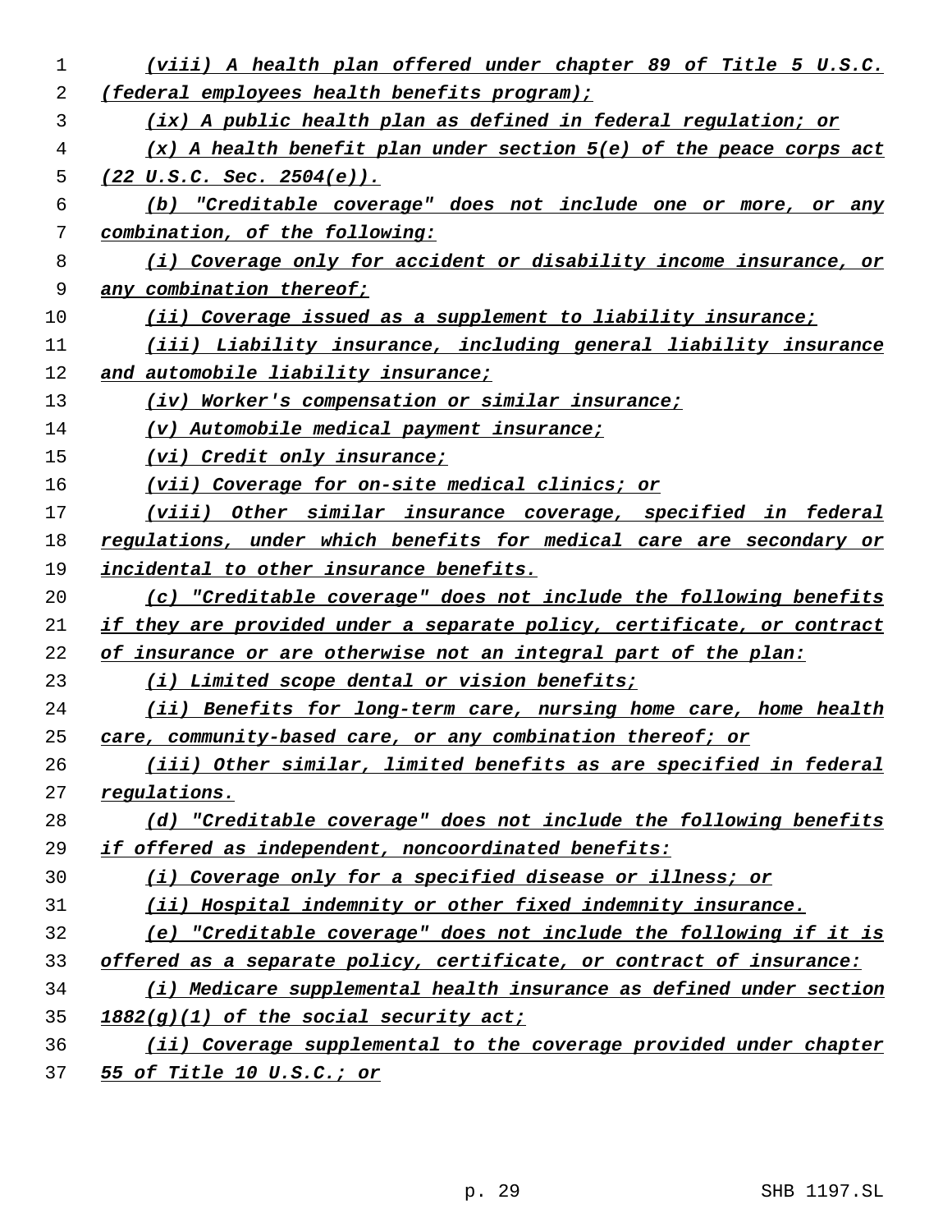(viii) A health plan offered under chapter 89 of Title 5 U.S.C. (federal employees health benefits program);

(ix) A public health plan as defined in federal regulation; or

(x) A health benefit plan under section 5(e) of the peace corps act (22 U.S.C. Sec. 2504(e)).

(b) "Creditable coverage" does not include one or more, or any combination, of the following:

(i) Coverage only for accident or disability income insurance, or any combination thereof;

(ii) Coverage issued as a supplement to liability insurance;

(iii) Liability insurance, including general liability insurance and automobile liability insurance;

(iv) Worker's compensation or similar insurance;

(v) Automobile medical payment insurance;

(vi) Credit only insurance;

(vii) Coverage for on-site medical clinics; or

(viii) Other similar insurance coverage, specified in federal regulations, under which benefits for medical care are secondary or incidental to other insurance benefits.

(c) "Creditable coverage" does not include the following benefits if they are provided under a separate policy, certificate, or contract of insurance or are otherwise not an integral part of the plan:

(i) Limited scope dental or vision benefits;

(ii) Benefits for long-term care, nursing home care, home health care, community-based care, or any combination thereof; or

(iii) Other similar, limited benefits as are specified in federal regulations.

(d) "Creditable coverage" does not include the following benefits if offered as independent, noncoordinated benefits:

(i) Coverage only for a specified disease or illness; or

(ii) Hospital indemnity or other fixed indemnity insurance.

(e) "Creditable coverage" does not include the following if it is offered as a separate policy, certificate, or contract of insurance:

(i) Medicare supplemental health insurance as defined under section 1882(g)(1) of the social security act;

(ii) Coverage supplemental to the coverage provided under chapter 55 of Title 10 U.S.C.; or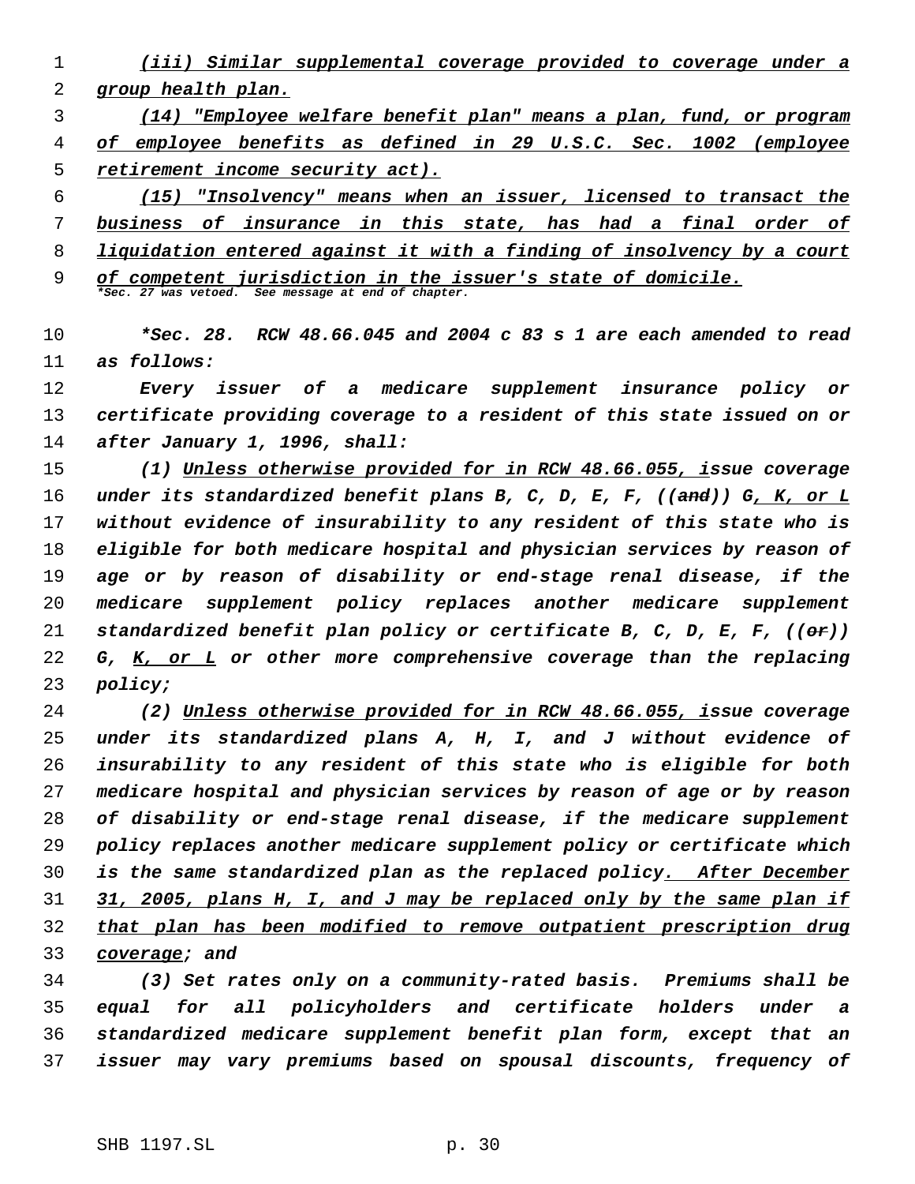(iii) Similar supplemental coverage provided to coverage under a group health plan.

(14) "Employee welfare benefit plan" means a plan, fund, or program of employee benefits as defined in 29 U.S.C. Sec. 1002 (employee retirement income security act).

(15) "Insolvency" means when an issuer, licensed to transact the business of insurance in this state, has had a final order of liquidation entered against it with a finding of insolvency by a court of competent jurisdiction in the issuer's state of domicile.
*Sec. 27 was vetoed. See message at end of chapter.

*Sec. 28. RCW 48.66.045 and 2004 c 83 s 1 are each amended to read as follows:

Every issuer of a medicare supplement insurance policy or certificate providing coverage to a resident of this state issued on or after January 1, 1996, shall:

(1) Unless otherwise provided for in RCW 48.66.055, issue coverage under its standardized benefit plans B, C, D, E, F, ((and)) G, K, or L without evidence of insurability to any resident of this state who is eligible for both medicare hospital and physician services by reason of age or by reason of disability or end-stage renal disease, if the medicare supplement policy replaces another medicare supplement standardized benefit plan policy or certificate B, C, D, E, F, ((or)) G, K, or L or other more comprehensive coverage than the replacing policy;

(2) Unless otherwise provided for in RCW 48.66.055, issue coverage under its standardized plans A, H, I, and J without evidence of insurability to any resident of this state who is eligible for both medicare hospital and physician services by reason of age or by reason of disability or end-stage renal disease, if the medicare supplement policy replaces another medicare supplement policy or certificate which is the same standardized plan as the replaced policy. After December 31, 2005, plans H, I, and J may be replaced only by the same plan if that plan has been modified to remove outpatient prescription drug coverage; and

(3) Set rates only on a community-rated basis. Premiums shall be equal for all policyholders and certificate holders under a standardized medicare supplement benefit plan form, except that an issuer may vary premiums based on spousal discounts, frequency of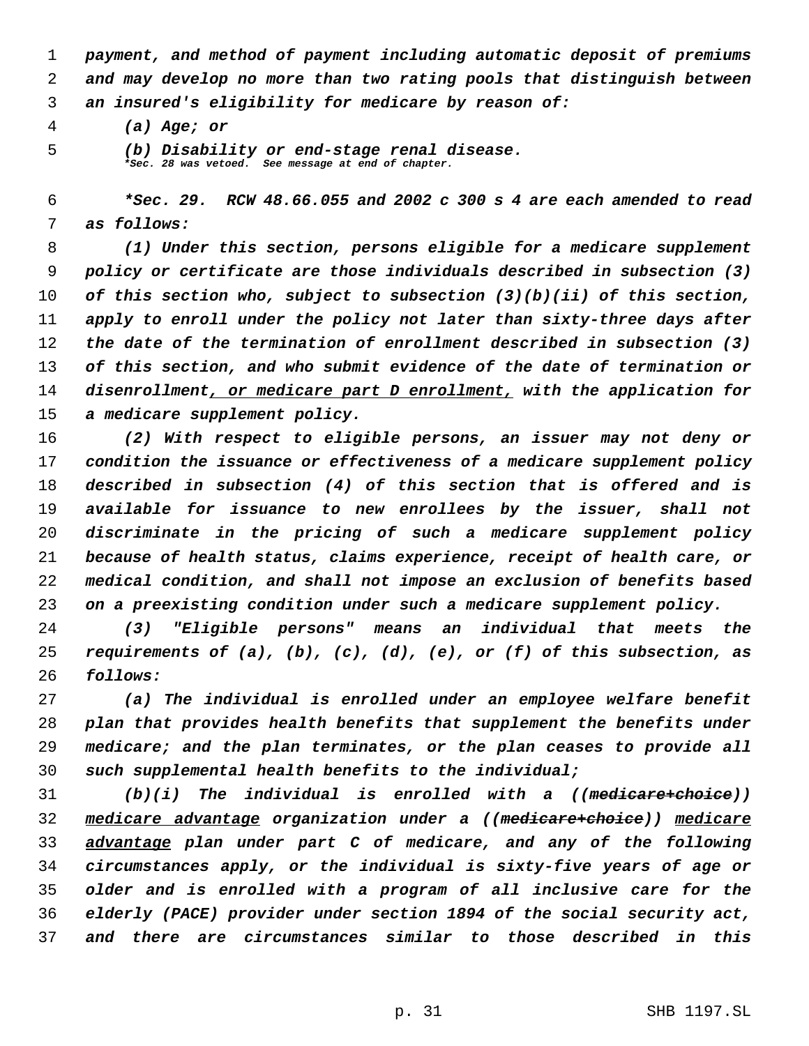*payment, and method of payment including automatic deposit of premiums and may develop no more than two rating pools that distinguish between an insured's eligibility for medicare by reason of:*

*(a) Age; or*

*(b) Disability or end-stage renal disease.*
*\*Sec. 28 was vetoed. See message at end of chapter.*

*\*Sec. 29. RCW 48.66.055 and 2002 c 300 s 4 are each amended to read as follows:*

*(1) Under this section, persons eligible for a medicare supplement policy or certificate are those individuals described in subsection (3) of this section who, subject to subsection (3)(b)(ii) of this section, apply to enroll under the policy not later than sixty-three days after the date of the termination of enrollment described in subsection (3) of this section, and who submit evidence of the date of termination or disenrollment<u>, or medicare part D enrollment,</u> with the application for a medicare supplement policy.*

*(2) With respect to eligible persons, an issuer may not deny or condition the issuance or effectiveness of a medicare supplement policy described in subsection (4) of this section that is offered and is available for issuance to new enrollees by the issuer, shall not discriminate in the pricing of such a medicare supplement policy because of health status, claims experience, receipt of health care, or medical condition, and shall not impose an exclusion of benefits based on a preexisting condition under such a medicare supplement policy.*

*(3) "Eligible persons" means an individual that meets the requirements of (a), (b), (c), (d), (e), or (f) of this subsection, as follows:*

*(a) The individual is enrolled under an employee welfare benefit plan that provides health benefits that supplement the benefits under medicare; and the plan terminates, or the plan ceases to provide all such supplemental health benefits to the individual;*

*(b)(i) The individual is enrolled with a ((~~medicare+choice~~)) <u>medicare advantage</u> organization under a ((~~medicare+choice~~)) <u>medicare advantage</u> plan under part C of medicare, and any of the following circumstances apply, or the individual is sixty-five years of age or older and is enrolled with a program of all inclusive care for the elderly (PACE) provider under section 1894 of the social security act, and there are circumstances similar to those described in this*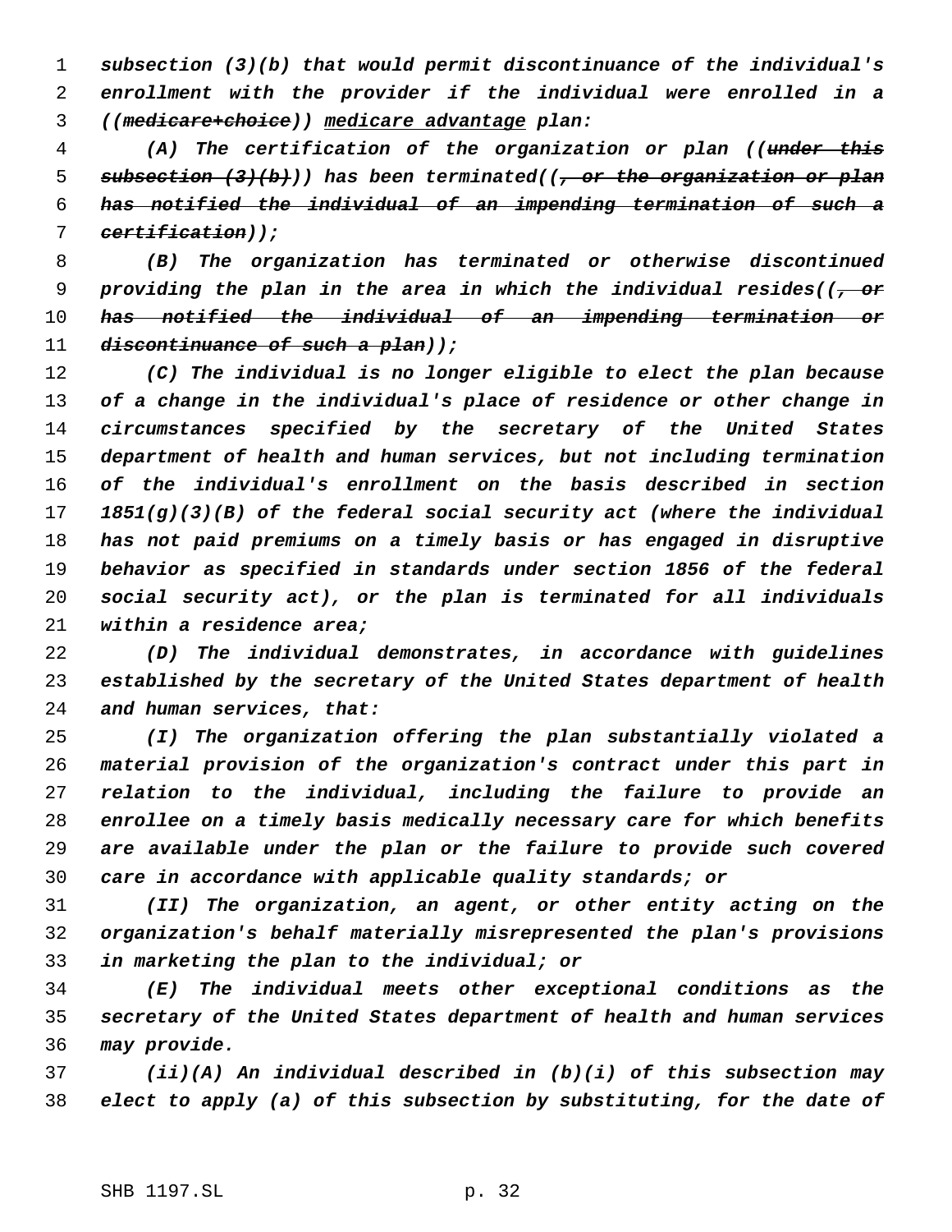*subsection (3)(b) that would permit discontinuance of the individual's enrollment with the provider if the individual were enrolled in a ((~~medicare+choice~~)) medicare advantage plan:*

*(A) The certification of the organization or plan ((~~under this subsection (3)(b)~~)) has been terminated((~~, or the organization or plan has notified the individual of an impending termination of such a certification~~));*

*(B) The organization has terminated or otherwise discontinued providing the plan in the area in which the individual resides((~~, or has notified the individual of an impending termination or discontinuance of such a plan~~));*

*(C) The individual is no longer eligible to elect the plan because of a change in the individual's place of residence or other change in circumstances specified by the secretary of the United States department of health and human services, but not including termination of the individual's enrollment on the basis described in section 1851(g)(3)(B) of the federal social security act (where the individual has not paid premiums on a timely basis or has engaged in disruptive behavior as specified in standards under section 1856 of the federal social security act), or the plan is terminated for all individuals within a residence area;*

*(D) The individual demonstrates, in accordance with guidelines established by the secretary of the United States department of health and human services, that:*

*(I) The organization offering the plan substantially violated a material provision of the organization's contract under this part in relation to the individual, including the failure to provide an enrollee on a timely basis medically necessary care for which benefits are available under the plan or the failure to provide such covered care in accordance with applicable quality standards; or*

*(II) The organization, an agent, or other entity acting on the organization's behalf materially misrepresented the plan's provisions in marketing the plan to the individual; or*

*(E) The individual meets other exceptional conditions as the secretary of the United States department of health and human services may provide.*

*(ii)(A) An individual described in (b)(i) of this subsection may elect to apply (a) of this subsection by substituting, for the date of*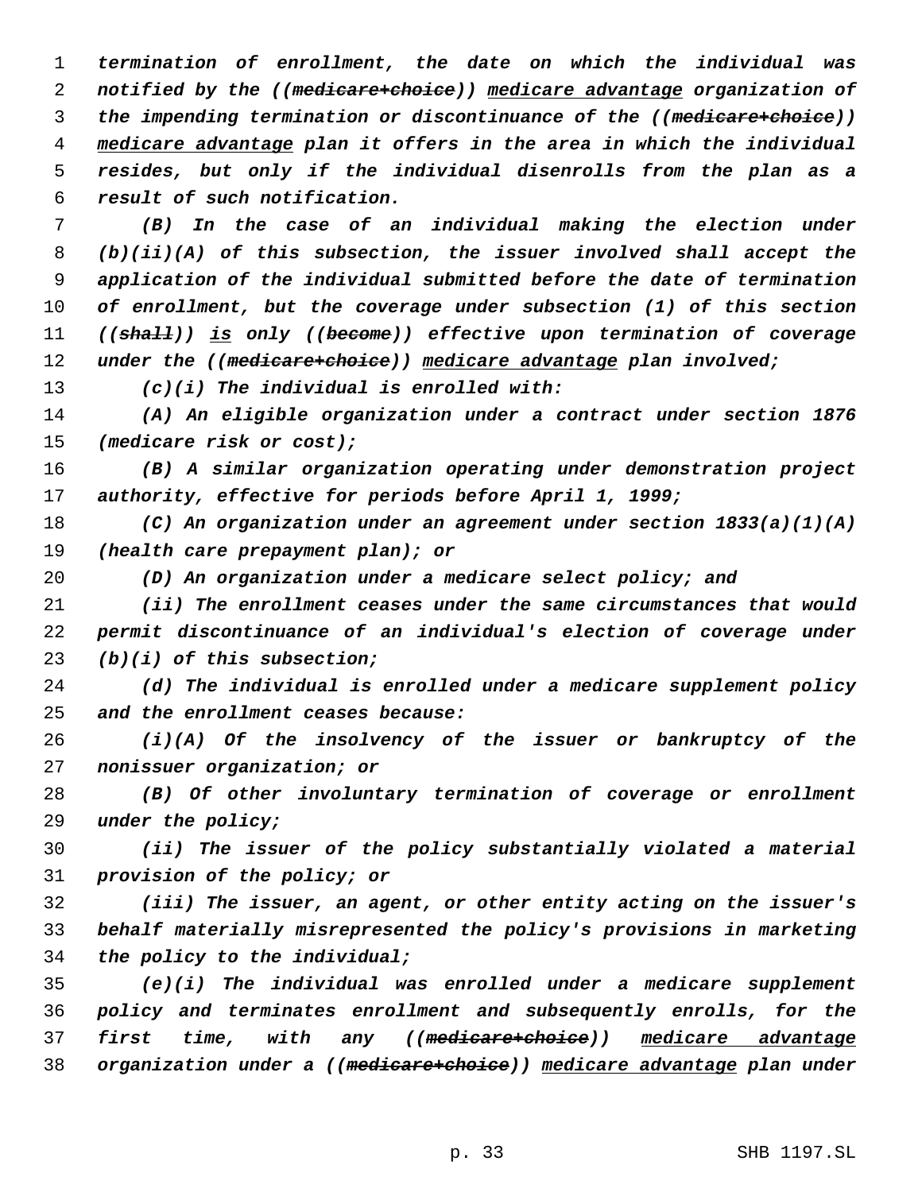*termination of enrollment, the date on which the individual was notified by the ((~~medicare+choice~~)) medicare advantage organization of the impending termination or discontinuance of the ((~~medicare+choice~~)) medicare advantage plan it offers in the area in which the individual resides, but only if the individual disenrolls from the plan as a result of such notification.*

*(B) In the case of an individual making the election under (b)(ii)(A) of this subsection, the issuer involved shall accept the application of the individual submitted before the date of termination of enrollment, but the coverage under subsection (1) of this section ((~~shall~~)) is only ((~~become~~)) effective upon termination of coverage under the ((~~medicare+choice~~)) medicare advantage plan involved;*

*(c)(i) The individual is enrolled with:*

*(A) An eligible organization under a contract under section 1876 (medicare risk or cost);*

*(B) A similar organization operating under demonstration project authority, effective for periods before April 1, 1999;*

*(C) An organization under an agreement under section 1833(a)(1)(A) (health care prepayment plan); or*

*(D) An organization under a medicare select policy; and*

*(ii) The enrollment ceases under the same circumstances that would permit discontinuance of an individual's election of coverage under (b)(i) of this subsection;*

*(d) The individual is enrolled under a medicare supplement policy and the enrollment ceases because:*

*(i)(A) Of the insolvency of the issuer or bankruptcy of the nonissuer organization; or*

*(B) Of other involuntary termination of coverage or enrollment under the policy;*

*(ii) The issuer of the policy substantially violated a material provision of the policy; or*

*(iii) The issuer, an agent, or other entity acting on the issuer's behalf materially misrepresented the policy's provisions in marketing the policy to the individual;*

*(e)(i) The individual was enrolled under a medicare supplement policy and terminates enrollment and subsequently enrolls, for the first time, with any ((~~medicare+choice~~)) medicare advantage organization under a ((~~medicare+choice~~)) medicare advantage plan under*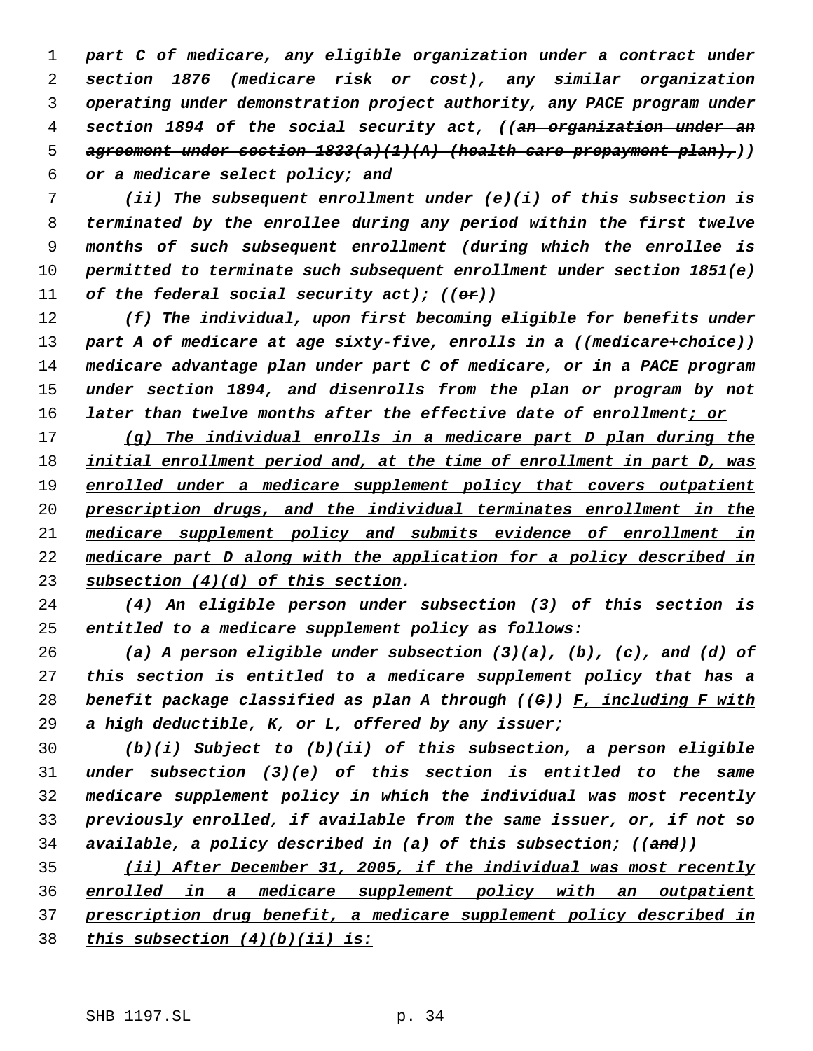part C of medicare, any eligible organization under a contract under section 1876 (medicare risk or cost), any similar organization operating under demonstration project authority, any PACE program under section 1894 of the social security act, ((~~an organization under an agreement under section 1833(a)(1)(A) (health care prepayment plan),~~)) or a medicare select policy; and

(ii) The subsequent enrollment under (e)(i) of this subsection is terminated by the enrollee during any period within the first twelve months of such subsequent enrollment (during which the enrollee is permitted to terminate such subsequent enrollment under section 1851(e) of the federal social security act); ((~~or~~))

(f) The individual, upon first becoming eligible for benefits under part A of medicare at age sixty-five, enrolls in a ((~~medicare+choice~~)) <u>medicare advantage</u> plan under part C of medicare, or in a PACE program under section 1894, and disenrolls from the plan or program by not later than twelve months after the effective date of enrollment<u>; or</u>

<u>(g) The individual enrolls in a medicare part D plan during the initial enrollment period and, at the time of enrollment in part D, was enrolled under a medicare supplement policy that covers outpatient prescription drugs, and the individual terminates enrollment in the medicare supplement policy and submits evidence of enrollment in medicare part D along with the application for a policy described in subsection (4)(d) of this section</u>.

(4) An eligible person under subsection (3) of this section is entitled to a medicare supplement policy as follows:

(a) A person eligible under subsection (3)(a), (b), (c), and (d) of this section is entitled to a medicare supplement policy that has a benefit package classified as plan A through ((~~G~~)) <u>F, including F with a high deductible, K, or L,</u> offered by any issuer;

(b)<u>(i) Subject to (b)(ii) of this subsection, a</u> person eligible under subsection (3)(e) of this section is entitled to the same medicare supplement policy in which the individual was most recently previously enrolled, if available from the same issuer, or, if not so available, a policy described in (a) of this subsection; ((~~and~~))

<u>(ii) After December 31, 2005, if the individual was most recently enrolled in a medicare supplement policy with an outpatient prescription drug benefit, a medicare supplement policy described in this subsection (4)(b)(ii) is:</u>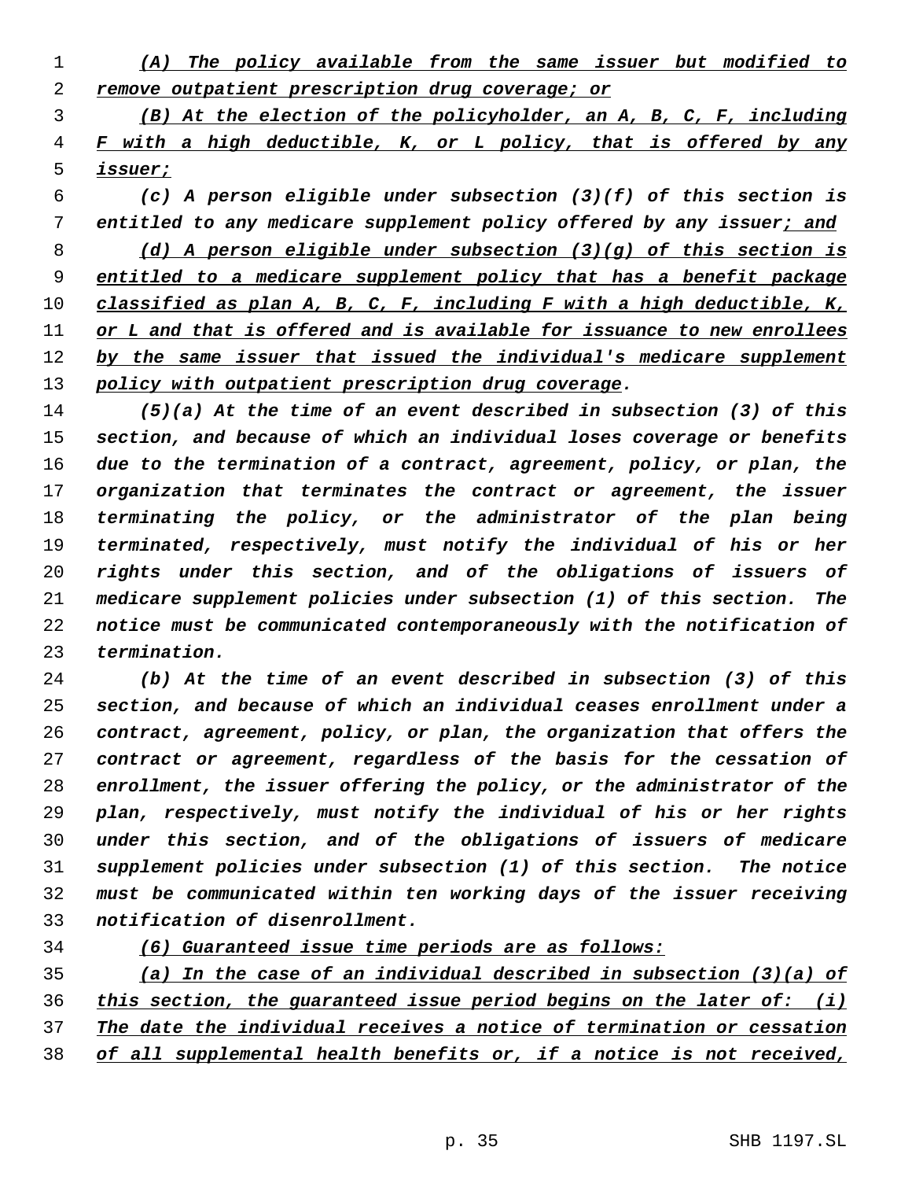(A) The policy available from the same issuer but modified to remove outpatient prescription drug coverage; or

(B) At the election of the policyholder, an A, B, C, F, including F with a high deductible, K, or L policy, that is offered by any issuer;

(c) A person eligible under subsection (3)(f) of this section is entitled to any medicare supplement policy offered by any issuer; and

(d) A person eligible under subsection (3)(g) of this section is entitled to a medicare supplement policy that has a benefit package classified as plan A, B, C, F, including F with a high deductible, K, or L and that is offered and is available for issuance to new enrollees by the same issuer that issued the individual's medicare supplement policy with outpatient prescription drug coverage.

(5)(a) At the time of an event described in subsection (3) of this section, and because of which an individual loses coverage or benefits due to the termination of a contract, agreement, policy, or plan, the organization that terminates the contract or agreement, the issuer terminating the policy, or the administrator of the plan being terminated, respectively, must notify the individual of his or her rights under this section, and of the obligations of issuers of medicare supplement policies under subsection (1) of this section. The notice must be communicated contemporaneously with the notification of termination.

(b) At the time of an event described in subsection (3) of this section, and because of which an individual ceases enrollment under a contract, agreement, policy, or plan, the organization that offers the contract or agreement, regardless of the basis for the cessation of enrollment, the issuer offering the policy, or the administrator of the plan, respectively, must notify the individual of his or her rights under this section, and of the obligations of issuers of medicare supplement policies under subsection (1) of this section. The notice must be communicated within ten working days of the issuer receiving notification of disenrollment.

(6) Guaranteed issue time periods are as follows:

(a) In the case of an individual described in subsection (3)(a) of this section, the guaranteed issue period begins on the later of: (i) The date the individual receives a notice of termination or cessation of all supplemental health benefits or, if a notice is not received,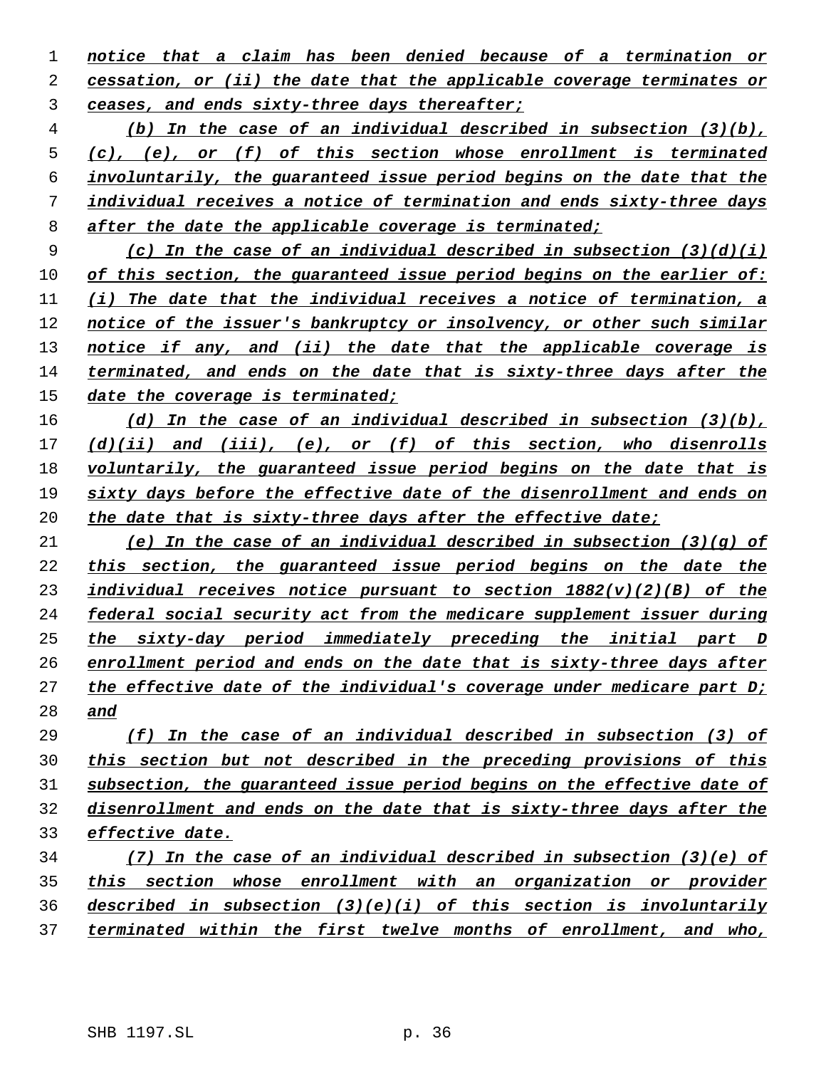notice that a claim has been denied because of a termination or cessation, or (ii) the date that the applicable coverage terminates or ceases, and ends sixty-three days thereafter;

(b) In the case of an individual described in subsection (3)(b), (c), (e), or (f) of this section whose enrollment is terminated involuntarily, the guaranteed issue period begins on the date that the individual receives a notice of termination and ends sixty-three days after the date the applicable coverage is terminated;

(c) In the case of an individual described in subsection (3)(d)(i) of this section, the guaranteed issue period begins on the earlier of: (i) The date that the individual receives a notice of termination, a notice of the issuer's bankruptcy or insolvency, or other such similar notice if any, and (ii) the date that the applicable coverage is terminated, and ends on the date that is sixty-three days after the date the coverage is terminated;

(d) In the case of an individual described in subsection (3)(b), (d)(ii) and (iii), (e), or (f) of this section, who disenrolls voluntarily, the guaranteed issue period begins on the date that is sixty days before the effective date of the disenrollment and ends on the date that is sixty-three days after the effective date;

(e) In the case of an individual described in subsection (3)(g) of this section, the guaranteed issue period begins on the date the individual receives notice pursuant to section 1882(v)(2)(B) of the federal social security act from the medicare supplement issuer during the sixty-day period immediately preceding the initial part D enrollment period and ends on the date that is sixty-three days after the effective date of the individual's coverage under medicare part D; and

(f) In the case of an individual described in subsection (3) of this section but not described in the preceding provisions of this subsection, the guaranteed issue period begins on the effective date of disenrollment and ends on the date that is sixty-three days after the effective date.

(7) In the case of an individual described in subsection (3)(e) of this section whose enrollment with an organization or provider described in subsection (3)(e)(i) of this section is involuntarily terminated within the first twelve months of enrollment, and who,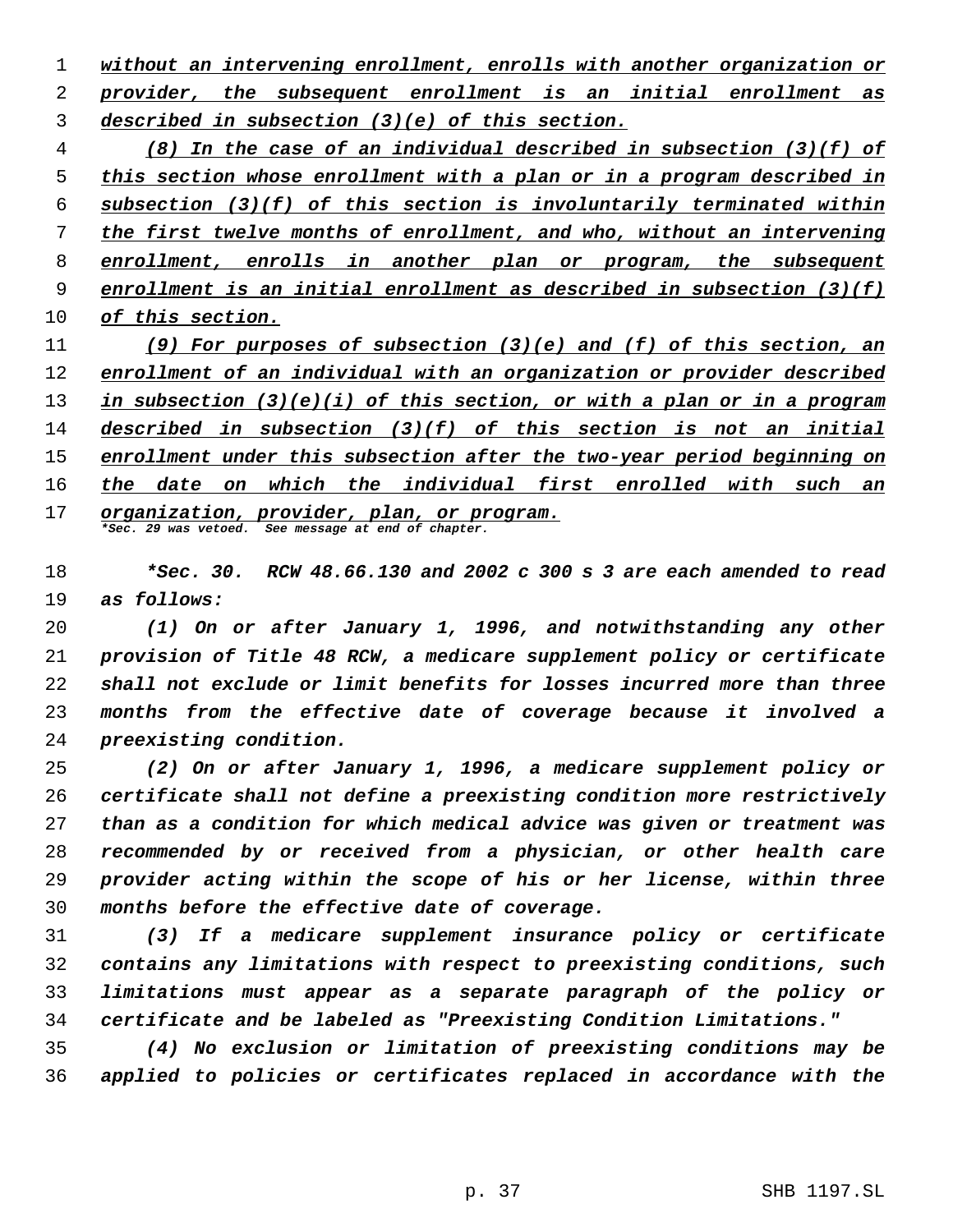_without an intervening enrollment, enrolls with another organization or provider, the subsequent enrollment is an initial enrollment as described in subsection (3)(e) of this section._

_(8) In the case of an individual described in subsection (3)(f) of this section whose enrollment with a plan or in a program described in subsection (3)(f) of this section is involuntarily terminated within the first twelve months of enrollment, and who, without an intervening enrollment, enrolls in another plan or program, the subsequent enrollment is an initial enrollment as described in subsection (3)(f) of this section._

_(9) For purposes of subsection (3)(e) and (f) of this section, an enrollment of an individual with an organization or provider described in subsection (3)(e)(i) of this section, or with a plan or in a program described in subsection (3)(f) of this section is not an initial enrollment under this subsection after the two-year period beginning on the date on which the individual first enrolled with such an organization, provider, plan, or program._

*\*Sec. 29 was vetoed. See message at end of chapter.*

***\*Sec. 30. RCW 48.66.130 and 2002 c 300 s 3 are each amended to read as follows:***

***(1) On or after January 1, 1996, and notwithstanding any other provision of Title 48 RCW, a medicare supplement policy or certificate shall not exclude or limit benefits for losses incurred more than three months from the effective date of coverage because it involved a preexisting condition.***

***(2) On or after January 1, 1996, a medicare supplement policy or certificate shall not define a preexisting condition more restrictively than as a condition for which medical advice was given or treatment was recommended by or received from a physician, or other health care provider acting within the scope of his or her license, within three months before the effective date of coverage.***

***(3) If a medicare supplement insurance policy or certificate contains any limitations with respect to preexisting conditions, such limitations must appear as a separate paragraph of the policy or certificate and be labeled as "Preexisting Condition Limitations."***

***(4) No exclusion or limitation of preexisting conditions may be applied to policies or certificates replaced in accordance with the***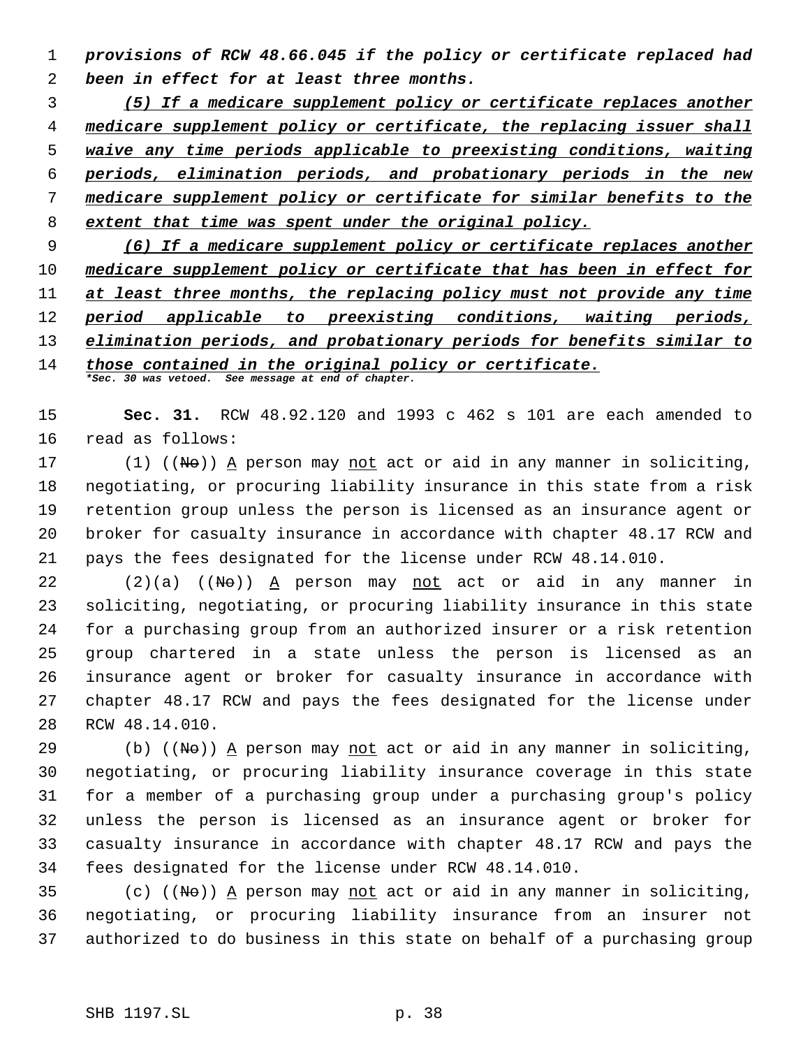***provisions of RCW 48.66.045 if the policy or certificate replaced had been in effect for at least three months.***

***<u>(5) If a medicare supplement policy or certificate replaces another medicare supplement policy or certificate, the replacing issuer shall waive any time periods applicable to preexisting conditions, waiting periods, elimination periods, and probationary periods in the new medicare supplement policy or certificate for similar benefits to the extent that time was spent under the original policy.</u>***

***<u>(6) If a medicare supplement policy or certificate replaces another medicare supplement policy or certificate that has been in effect for at least three months, the replacing policy must not provide any time period applicable to preexisting conditions, waiting periods, elimination periods, and probationary periods for benefits similar to those contained in the original policy or certificate.</u>***

***\*Sec. 30 was vetoed. See message at end of chapter.***

**Sec. 31.** RCW 48.92.120 and 1993 c 462 s 101 are each amended to read as follows:

(1) ((~~No~~)) <u>A</u> person may <u>not</u> act or aid in any manner in soliciting, negotiating, or procuring liability insurance in this state from a risk retention group unless the person is licensed as an insurance agent or broker for casualty insurance in accordance with chapter 48.17 RCW and pays the fees designated for the license under RCW 48.14.010.

(2)(a) ((~~No~~)) <u>A</u> person may <u>not</u> act or aid in any manner in soliciting, negotiating, or procuring liability insurance in this state for a purchasing group from an authorized insurer or a risk retention group chartered in a state unless the person is licensed as an insurance agent or broker for casualty insurance in accordance with chapter 48.17 RCW and pays the fees designated for the license under RCW 48.14.010.

(b) ((~~No~~)) <u>A</u> person may <u>not</u> act or aid in any manner in soliciting, negotiating, or procuring liability insurance coverage in this state for a member of a purchasing group under a purchasing group's policy unless the person is licensed as an insurance agent or broker for casualty insurance in accordance with chapter 48.17 RCW and pays the fees designated for the license under RCW 48.14.010.

(c) ((~~No~~)) <u>A</u> person may <u>not</u> act or aid in any manner in soliciting, negotiating, or procuring liability insurance from an insurer not authorized to do business in this state on behalf of a purchasing group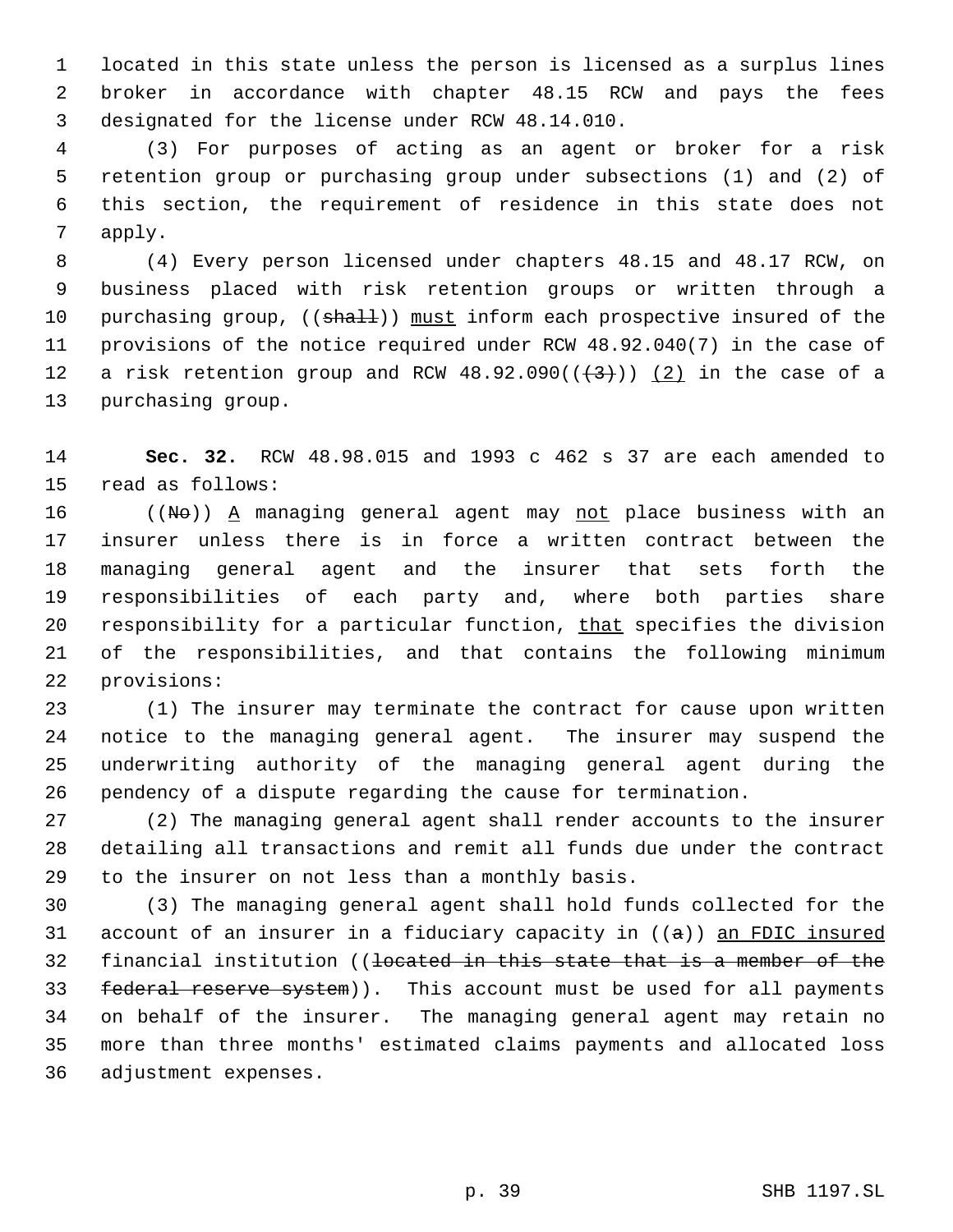located in this state unless the person is licensed as a surplus lines broker in accordance with chapter 48.15 RCW and pays the fees designated for the license under RCW 48.14.010.

(3) For purposes of acting as an agent or broker for a risk retention group or purchasing group under subsections (1) and (2) of this section, the requirement of residence in this state does not apply.

(4) Every person licensed under chapters 48.15 and 48.17 RCW, on business placed with risk retention groups or written through a purchasing group, ((~~shall~~)) must inform each prospective insured of the provisions of the notice required under RCW 48.92.040(7) in the case of a risk retention group and RCW 48.92.090((~~(3)~~)) (2) in the case of a purchasing group.

**Sec. 32.** RCW 48.98.015 and 1993 c 462 s 37 are each amended to read as follows:

((~~No~~)) A managing general agent may not place business with an insurer unless there is in force a written contract between the managing general agent and the insurer that sets forth the responsibilities of each party and, where both parties share responsibility for a particular function, that specifies the division of the responsibilities, and that contains the following minimum provisions:

(1) The insurer may terminate the contract for cause upon written notice to the managing general agent. The insurer may suspend the underwriting authority of the managing general agent during the pendency of a dispute regarding the cause for termination.

(2) The managing general agent shall render accounts to the insurer detailing all transactions and remit all funds due under the contract to the insurer on not less than a monthly basis.

(3) The managing general agent shall hold funds collected for the account of an insurer in a fiduciary capacity in ((~~a~~)) an FDIC insured financial institution ((~~located in this state that is a member of the federal reserve system~~)). This account must be used for all payments on behalf of the insurer. The managing general agent may retain no more than three months' estimated claims payments and allocated loss adjustment expenses.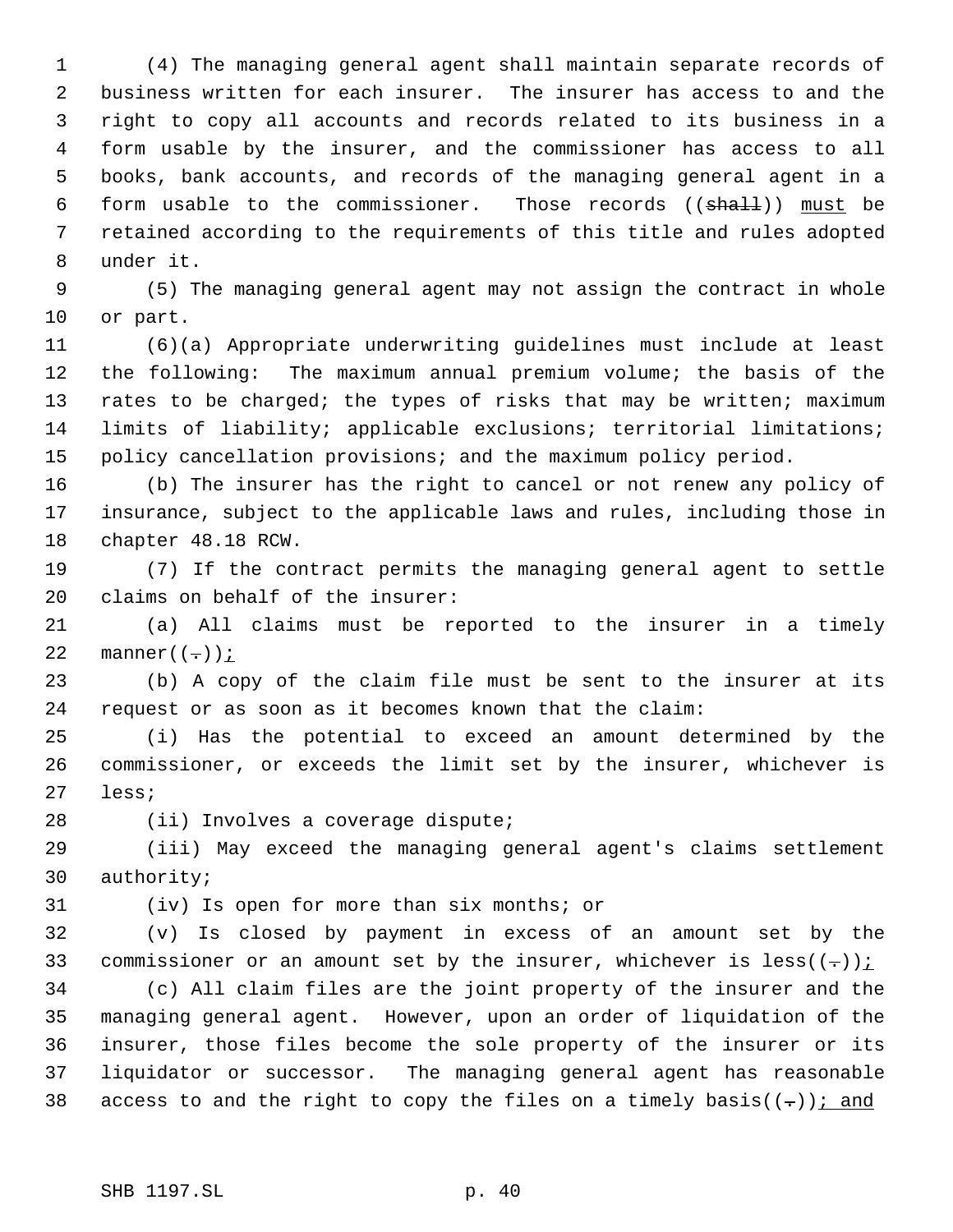(4) The managing general agent shall maintain separate records of business written for each insurer. The insurer has access to and the right to copy all accounts and records related to its business in a form usable by the insurer, and the commissioner has access to all books, bank accounts, and records of the managing general agent in a form usable to the commissioner. Those records ((~~shall~~)) <u>must</u> be retained according to the requirements of this title and rules adopted under it.

(5) The managing general agent may not assign the contract in whole or part.

(6)(a) Appropriate underwriting guidelines must include at least the following: The maximum annual premium volume; the basis of the rates to be charged; the types of risks that may be written; maximum limits of liability; applicable exclusions; territorial limitations; policy cancellation provisions; and the maximum policy period.

(b) The insurer has the right to cancel or not renew any policy of insurance, subject to the applicable laws and rules, including those in chapter 48.18 RCW.

(7) If the contract permits the managing general agent to settle claims on behalf of the insurer:

(a) All claims must be reported to the insurer in a timely manner((~~.~~))<u>;</u>

(b) A copy of the claim file must be sent to the insurer at its request or as soon as it becomes known that the claim:

(i) Has the potential to exceed an amount determined by the commissioner, or exceeds the limit set by the insurer, whichever is less;

(ii) Involves a coverage dispute;

(iii) May exceed the managing general agent's claims settlement authority;

(iv) Is open for more than six months; or

(v) Is closed by payment in excess of an amount set by the commissioner or an amount set by the insurer, whichever is less((~~.~~))<u>;</u>

(c) All claim files are the joint property of the insurer and the managing general agent. However, upon an order of liquidation of the insurer, those files become the sole property of the insurer or its liquidator or successor. The managing general agent has reasonable access to and the right to copy the files on a timely basis((~~.~~))<u>; and</u>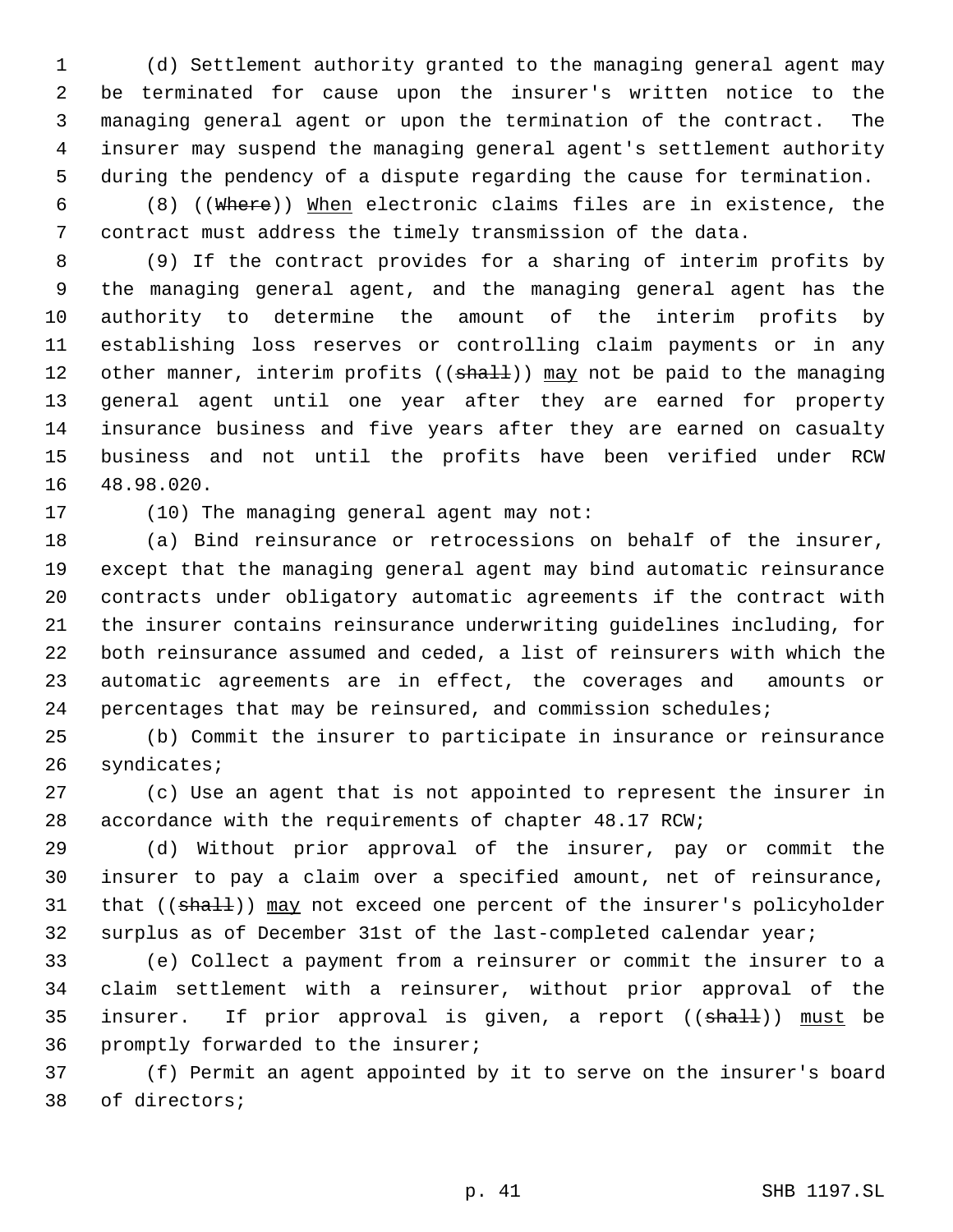(d) Settlement authority granted to the managing general agent may be terminated for cause upon the insurer's written notice to the managing general agent or upon the termination of the contract. The insurer may suspend the managing general agent's settlement authority during the pendency of a dispute regarding the cause for termination.

(8) ((~~Where~~)) <u>When</u> electronic claims files are in existence, the contract must address the timely transmission of the data.

(9) If the contract provides for a sharing of interim profits by the managing general agent, and the managing general agent has the authority to determine the amount of the interim profits by establishing loss reserves or controlling claim payments or in any other manner, interim profits ((~~shall~~)) <u>may</u> not be paid to the managing general agent until one year after they are earned for property insurance business and five years after they are earned on casualty business and not until the profits have been verified under RCW 48.98.020.

(10) The managing general agent may not:

(a) Bind reinsurance or retrocessions on behalf of the insurer, except that the managing general agent may bind automatic reinsurance contracts under obligatory automatic agreements if the contract with the insurer contains reinsurance underwriting guidelines including, for both reinsurance assumed and ceded, a list of reinsurers with which the automatic agreements are in effect, the coverages and amounts or percentages that may be reinsured, and commission schedules;

(b) Commit the insurer to participate in insurance or reinsurance syndicates;

(c) Use an agent that is not appointed to represent the insurer in accordance with the requirements of chapter 48.17 RCW;

(d) Without prior approval of the insurer, pay or commit the insurer to pay a claim over a specified amount, net of reinsurance, that ((~~shall~~)) <u>may</u> not exceed one percent of the insurer's policyholder surplus as of December 31st of the last-completed calendar year;

(e) Collect a payment from a reinsurer or commit the insurer to a claim settlement with a reinsurer, without prior approval of the insurer. If prior approval is given, a report ((~~shall~~)) <u>must</u> be promptly forwarded to the insurer;

(f) Permit an agent appointed by it to serve on the insurer's board of directors;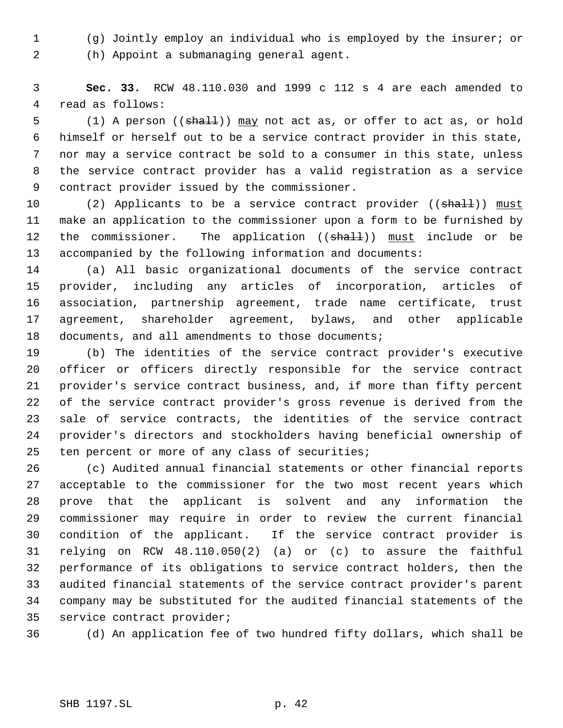(g) Jointly employ an individual who is employed by the insurer; or

(h) Appoint a submanaging general agent.

**Sec. 33.** RCW 48.110.030 and 1999 c 112 s 4 are each amended to read as follows:

(1) A person ((~~shall~~)) <u>may</u> not act as, or offer to act as, or hold himself or herself out to be a service contract provider in this state, nor may a service contract be sold to a consumer in this state, unless the service contract provider has a valid registration as a service contract provider issued by the commissioner.

(2) Applicants to be a service contract provider ((~~shall~~)) <u>must</u> make an application to the commissioner upon a form to be furnished by the commissioner. The application ((~~shall~~)) <u>must</u> include or be accompanied by the following information and documents:

(a) All basic organizational documents of the service contract provider, including any articles of incorporation, articles of association, partnership agreement, trade name certificate, trust agreement, shareholder agreement, bylaws, and other applicable documents, and all amendments to those documents;

(b) The identities of the service contract provider's executive officer or officers directly responsible for the service contract provider's service contract business, and, if more than fifty percent of the service contract provider's gross revenue is derived from the sale of service contracts, the identities of the service contract provider's directors and stockholders having beneficial ownership of ten percent or more of any class of securities;

(c) Audited annual financial statements or other financial reports acceptable to the commissioner for the two most recent years which prove that the applicant is solvent and any information the commissioner may require in order to review the current financial condition of the applicant. If the service contract provider is relying on RCW 48.110.050(2) (a) or (c) to assure the faithful performance of its obligations to service contract holders, then the audited financial statements of the service contract provider's parent company may be substituted for the audited financial statements of the service contract provider;

(d) An application fee of two hundred fifty dollars, which shall be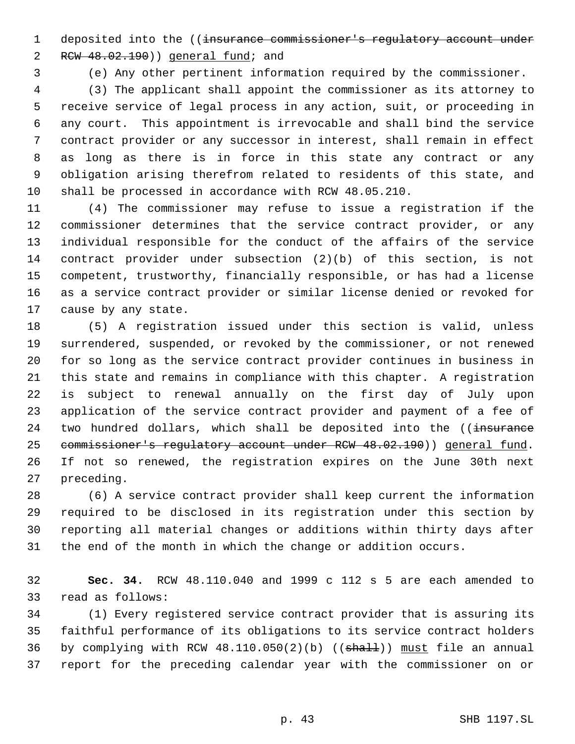deposited into the ((~~insurance commissioner's regulatory account under RCW 48.02.190~~)) general fund; and

(e) Any other pertinent information required by the commissioner.

(3) The applicant shall appoint the commissioner as its attorney to receive service of legal process in any action, suit, or proceeding in any court. This appointment is irrevocable and shall bind the service contract provider or any successor in interest, shall remain in effect as long as there is in force in this state any contract or any obligation arising therefrom related to residents of this state, and shall be processed in accordance with RCW 48.05.210.

(4) The commissioner may refuse to issue a registration if the commissioner determines that the service contract provider, or any individual responsible for the conduct of the affairs of the service contract provider under subsection (2)(b) of this section, is not competent, trustworthy, financially responsible, or has had a license as a service contract provider or similar license denied or revoked for cause by any state.

(5) A registration issued under this section is valid, unless surrendered, suspended, or revoked by the commissioner, or not renewed for so long as the service contract provider continues in business in this state and remains in compliance with this chapter. A registration is subject to renewal annually on the first day of July upon application of the service contract provider and payment of a fee of two hundred dollars, which shall be deposited into the ((~~insurance commissioner's regulatory account under RCW 48.02.190~~)) general fund. If not so renewed, the registration expires on the June 30th next preceding.

(6) A service contract provider shall keep current the information required to be disclosed in its registration under this section by reporting all material changes or additions within thirty days after the end of the month in which the change or addition occurs.

**Sec. 34.** RCW 48.110.040 and 1999 c 112 s 5 are each amended to read as follows:

(1) Every registered service contract provider that is assuring its faithful performance of its obligations to its service contract holders by complying with RCW 48.110.050(2)(b) ((~~shall~~)) must file an annual report for the preceding calendar year with the commissioner on or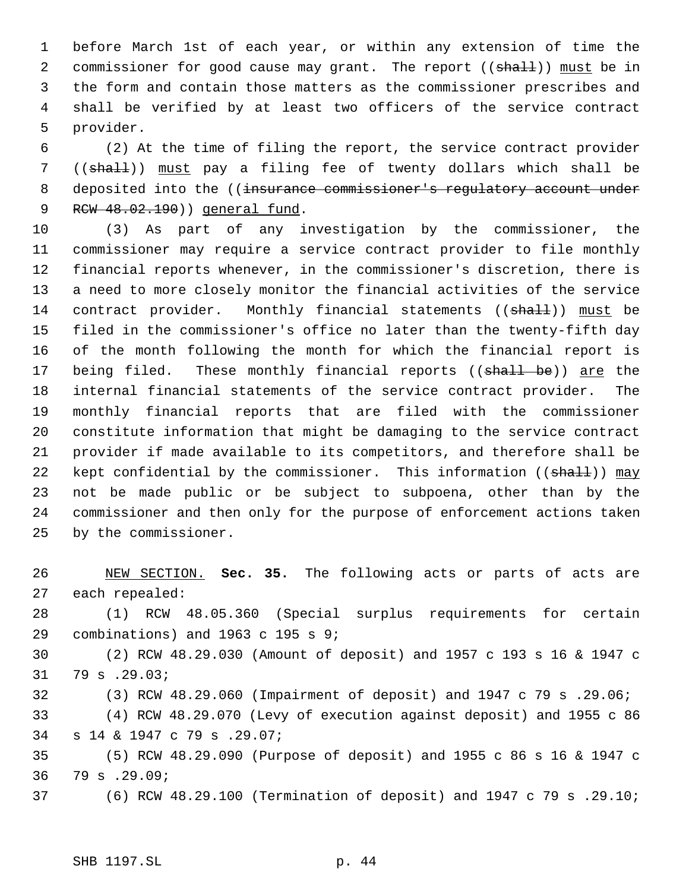before March 1st of each year, or within any extension of time the commissioner for good cause may grant. The report ((~~shall~~)) <u>must</u> be in the form and contain those matters as the commissioner prescribes and shall be verified by at least two officers of the service contract provider.

(2) At the time of filing the report, the service contract provider ((~~shall~~)) <u>must</u> pay a filing fee of twenty dollars which shall be deposited into the ((~~insurance commissioner's regulatory account under RCW 48.02.190~~)) <u>general fund</u>.

(3) As part of any investigation by the commissioner, the commissioner may require a service contract provider to file monthly financial reports whenever, in the commissioner's discretion, there is a need to more closely monitor the financial activities of the service contract provider. Monthly financial statements ((~~shall~~)) <u>must</u> be filed in the commissioner's office no later than the twenty-fifth day of the month following the month for which the financial report is being filed. These monthly financial reports ((~~shall be~~)) <u>are</u> the internal financial statements of the service contract provider. The monthly financial reports that are filed with the commissioner constitute information that might be damaging to the service contract provider if made available to its competitors, and therefore shall be kept confidential by the commissioner. This information ((~~shall~~)) <u>may</u> not be made public or be subject to subpoena, other than by the commissioner and then only for the purpose of enforcement actions taken by the commissioner.

<u>NEW SECTION.</u> **Sec. 35.** The following acts or parts of acts are each repealed:

(1) RCW 48.05.360 (Special surplus requirements for certain combinations) and 1963 c 195 s 9;

(2) RCW 48.29.030 (Amount of deposit) and 1957 c 193 s 16 & 1947 c 79 s .29.03;

(3) RCW 48.29.060 (Impairment of deposit) and 1947 c 79 s .29.06;

(4) RCW 48.29.070 (Levy of execution against deposit) and 1955 c 86 s 14 & 1947 c 79 s .29.07;

(5) RCW 48.29.090 (Purpose of deposit) and 1955 c 86 s 16 & 1947 c 79 s .29.09;

(6) RCW 48.29.100 (Termination of deposit) and 1947 c 79 s .29.10;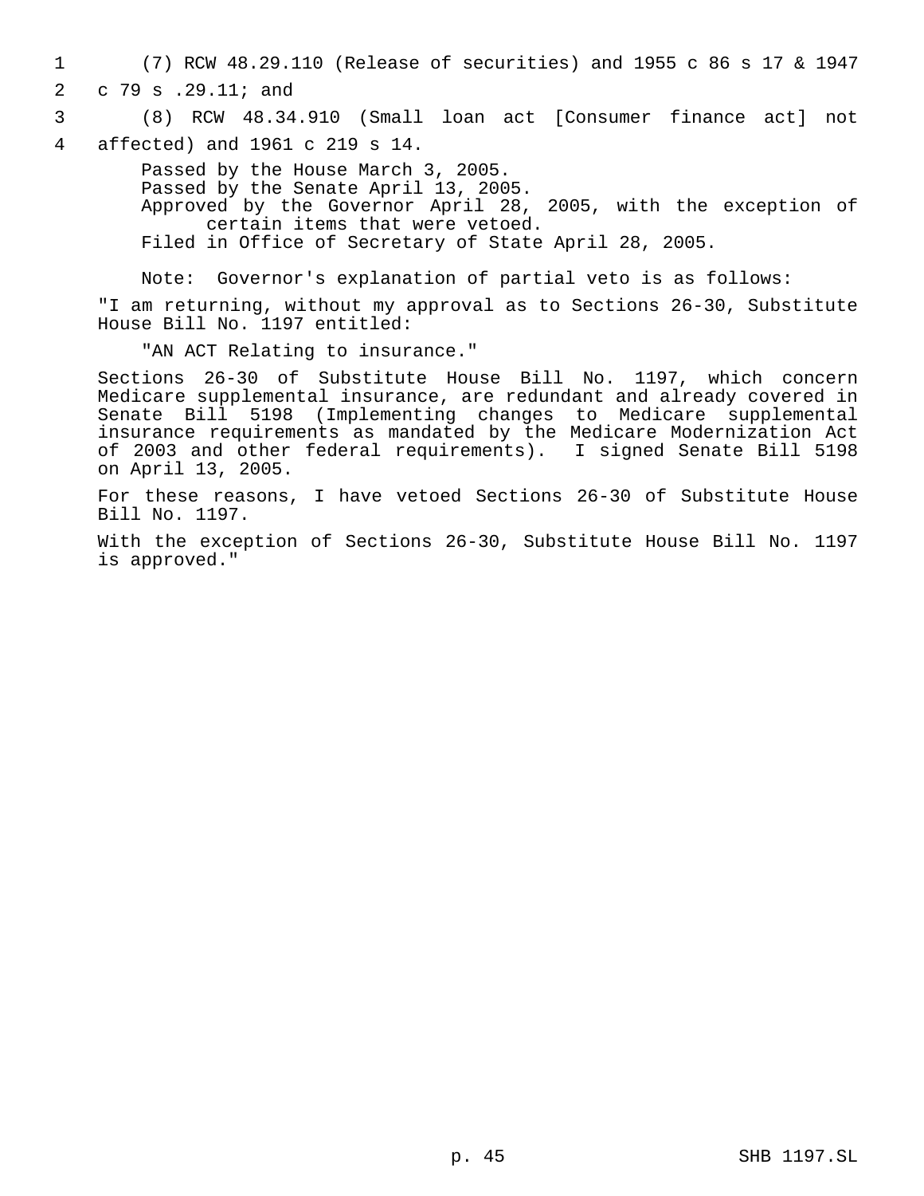(7) RCW 48.29.110 (Release of securities) and 1955 c 86 s 17 & 1947 c 79 s .29.11; and

(8) RCW 48.34.910 (Small loan act [Consumer finance act] not affected) and 1961 c 219 s 14.

Passed by the House March 3, 2005.
Passed by the Senate April 13, 2005.
Approved by the Governor April 28, 2005, with the exception of certain items that were vetoed.
Filed in Office of Secretary of State April 28, 2005.

Note: Governor's explanation of partial veto is as follows:

"I am returning, without my approval as to Sections 26-30, Substitute House Bill No. 1197 entitled:

"AN ACT Relating to insurance."

Sections 26-30 of Substitute House Bill No. 1197, which concern Medicare supplemental insurance, are redundant and already covered in Senate Bill 5198 (Implementing changes to Medicare supplemental insurance requirements as mandated by the Medicare Modernization Act of 2003 and other federal requirements). I signed Senate Bill 5198 on April 13, 2005.

For these reasons, I have vetoed Sections 26-30 of Substitute House Bill No. 1197.

With the exception of Sections 26-30, Substitute House Bill No. 1197 is approved."